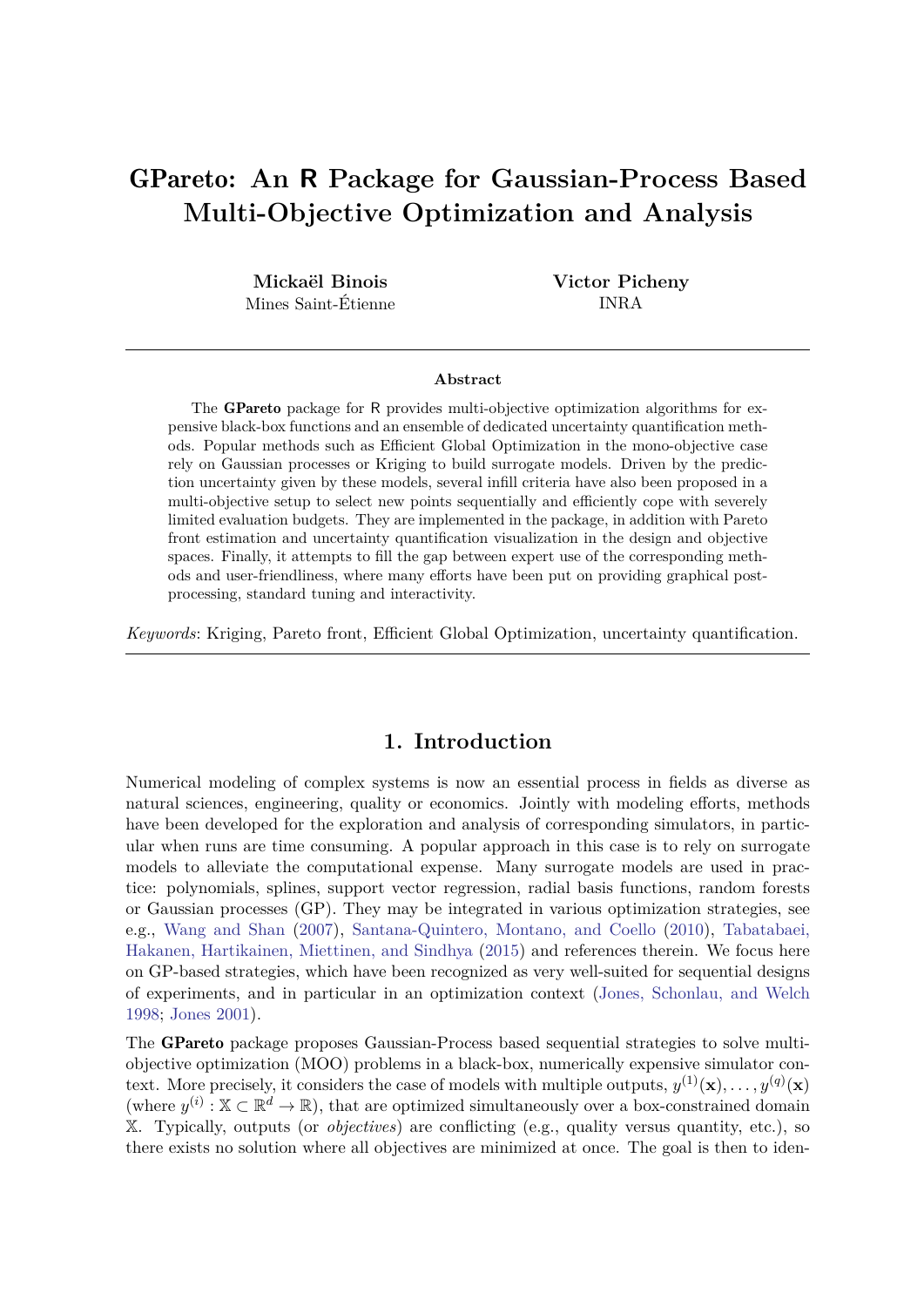# GPareto: An R Package for Gaussian-Process Based Multi-Objective Optimization and Analysis

**Mickaël Binois**
Mines Saint-Étienne

**Victor Picheny**
INRA

## Abstract

The **GPareto** package for R provides multi-objective optimization algorithms for expensive black-box functions and an ensemble of dedicated uncertainty quantification methods. Popular methods such as Efficient Global Optimization in the mono-objective case rely on Gaussian processes or Kriging to build surrogate models. Driven by the prediction uncertainty given by these models, several infill criteria have also been proposed in a multi-objective setup to select new points sequentially and efficiently cope with severely limited evaluation budgets. They are implemented in the package, in addition with Pareto front estimation and uncertainty quantification visualization in the design and objective spaces. Finally, it attempts to fill the gap between expert use of the corresponding methods and user-friendliness, where many efforts have been put on providing graphical post-processing, standard tuning and interactivity.

*Keywords*: Kriging, Pareto front, Efficient Global Optimization, uncertainty quantification.

## 1. Introduction

Numerical modeling of complex systems is now an essential process in fields as diverse as natural sciences, engineering, quality or economics. Jointly with modeling efforts, methods have been developed for the exploration and analysis of corresponding simulators, in particular when runs are time consuming. A popular approach in this case is to rely on surrogate models to alleviate the computational expense. Many surrogate models are used in practice: polynomials, splines, support vector regression, radial basis functions, random forests or Gaussian processes (GP). They may be integrated in various optimization strategies, see e.g., Wang and Shan (2007), Santana-Quintero, Montano, and Coello (2010), Tabatabaei, Hakanen, Hartikainen, Miettinen, and Sindhya (2015) and references therein. We focus here on GP-based strategies, which have been recognized as very well-suited for sequential designs of experiments, and in particular in an optimization context (Jones, Schonlau, and Welch 1998; Jones 2001).

The **GPareto** package proposes Gaussian-Process based sequential strategies to solve multi-objective optimization (MOO) problems in a black-box, numerically expensive simulator context. More precisely, it considers the case of models with multiple outputs, $y^{(1)}(\mathbf{x}), \ldots, y^{(q)}(\mathbf{x})$ (where $y^{(i)} : \mathbb{X} \subset \mathbb{R}^d \to \mathbb{R}$), that are optimized simultaneously over a box-constrained domain $\mathbb{X}$. Typically, outputs (or *objectives*) are conflicting (e.g., quality versus quantity, etc.), so there exists no solution where all objectives are minimized at once. The goal is then to iden-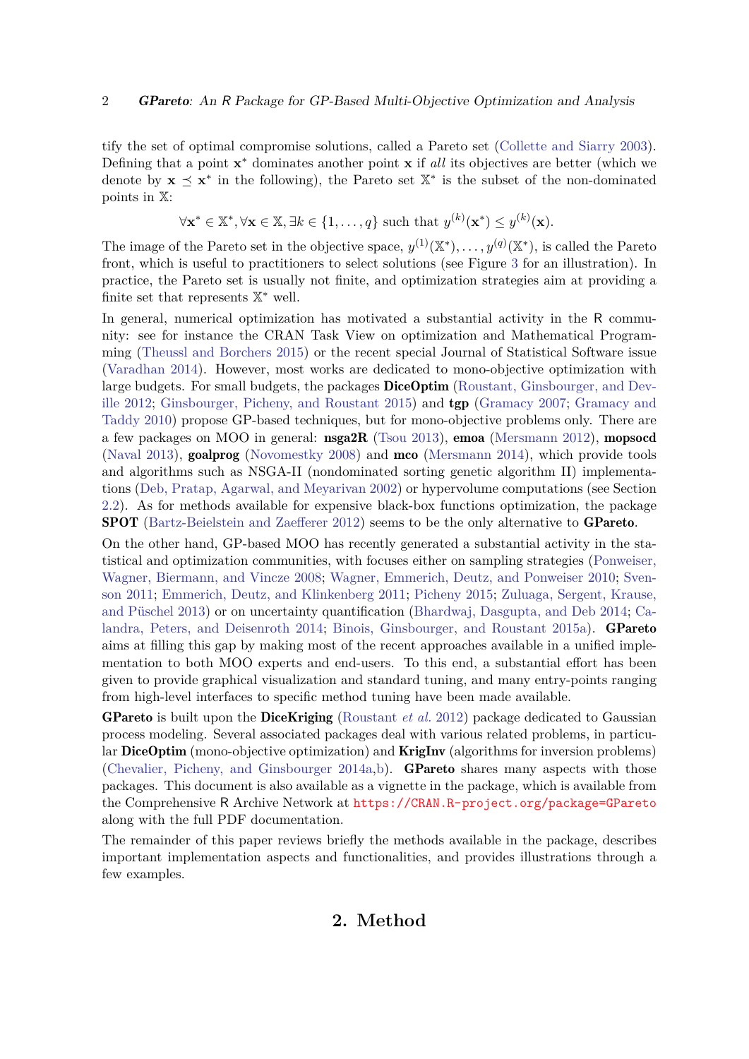tify the set of optimal compromise solutions, called a Pareto set (Collette and Siarry 2003). Defining that a point $\mathbf{x}^*$ dominates another point $\mathbf{x}$ if *all* its objectives are better (which we denote by $\mathbf{x} \preceq \mathbf{x}^*$ in the following), the Pareto set $\mathbb{X}^*$ is the subset of the non-dominated points in $\mathbb{X}$:

$$\forall \mathbf{x}^* \in \mathbb{X}^*, \forall \mathbf{x} \in \mathbb{X}, \exists k \in \{1, \ldots, q\} \text{ such that } y^{(k)}(\mathbf{x}^*) \leq y^{(k)}(\mathbf{x}).$$

The image of the Pareto set in the objective space, $y^{(1)}(\mathbb{X}^*), \ldots, y^{(q)}(\mathbb{X}^*)$, is called the Pareto front, which is useful to practitioners to select solutions (see Figure 3 for an illustration). In practice, the Pareto set is usually not finite, and optimization strategies aim at providing a finite set that represents $\mathbb{X}^*$ well.

In general, numerical optimization has motivated a substantial activity in the R community: see for instance the CRAN Task View on optimization and Mathematical Programming (Theussl and Borchers 2015) or the recent special Journal of Statistical Software issue (Varadhan 2014). However, most works are dedicated to mono-objective optimization with large budgets. For small budgets, the packages **DiceOptim** (Roustant, Ginsbourger, and Deville 2012; Ginsbourger, Picheny, and Roustant 2015) and **tgp** (Gramacy 2007; Gramacy and Taddy 2010) propose GP-based techniques, but for mono-objective problems only. There are a few packages on MOO in general: **nsga2R** (Tsou 2013), **emoa** (Mersmann 2012), **mopsocd** (Naval 2013), **goalprog** (Novomestky 2008) and **mco** (Mersmann 2014), which provide tools and algorithms such as NSGA-II (nondominated sorting genetic algorithm II) implementations (Deb, Pratap, Agarwal, and Meyarivan 2002) or hypervolume computations (see Section 2.2). As for methods available for expensive black-box functions optimization, the package **SPOT** (Bartz-Beielstein and Zaefferer 2012) seems to be the only alternative to **GPareto**.

On the other hand, GP-based MOO has recently generated a substantial activity in the statistical and optimization communities, with focuses either on sampling strategies (Ponweiser, Wagner, Biermann, and Vincze 2008; Wagner, Emmerich, Deutz, and Ponweiser 2010; Svenson 2011; Emmerich, Deutz, and Klinkenberg 2011; Picheny 2015; Zuluaga, Sergent, Krause, and Püschel 2013) or on uncertainty quantification (Bhardwaj, Dasgupta, and Deb 2014; Calandra, Peters, and Deisenroth 2014; Binois, Ginsbourger, and Roustant 2015a). **GPareto** aims at filling this gap by making most of the recent approaches available in a unified implementation to both MOO experts and end-users. To this end, a substantial effort has been given to provide graphical visualization and standard tuning, and many entry-points ranging from high-level interfaces to specific method tuning have been made available.

**GPareto** is built upon the **DiceKriging** (Roustant *et al.* 2012) package dedicated to Gaussian process modeling. Several associated packages deal with various related problems, in particular **DiceOptim** (mono-objective optimization) and **KrigInv** (algorithms for inversion problems) (Chevalier, Picheny, and Ginsbourger 2014a,b). **GPareto** shares many aspects with those packages. This document is also available as a vignette in the package, which is available from the Comprehensive R Archive Network at https://CRAN.R-project.org/package=GPareto along with the full PDF documentation.

The remainder of this paper reviews briefly the methods available in the package, describes important implementation aspects and functionalities, and provides illustrations through a few examples.

## 2. Method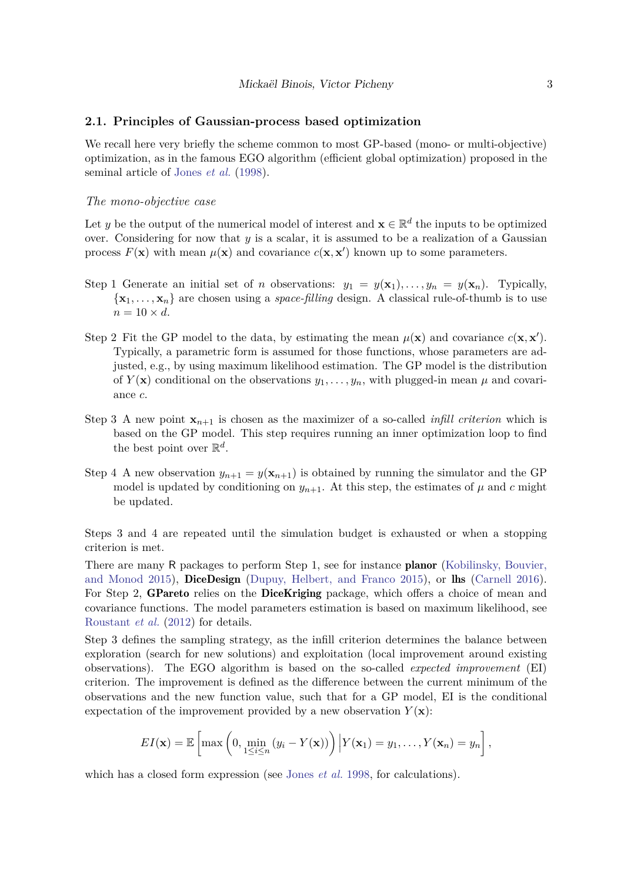### 2.1. Principles of Gaussian-process based optimization

We recall here very briefly the scheme common to most GP-based (mono- or multi-objective) optimization, as in the famous EGO algorithm (efficient global optimization) proposed in the seminal article of Jones *et al.* (1998).

*The mono-objective case*

Let $y$ be the output of the numerical model of interest and $\mathbf{x} \in \mathbb{R}^d$ the inputs to be optimized over. Considering for now that $y$ is a scalar, it is assumed to be a realization of a Gaussian process $F(\mathbf{x})$ with mean $\mu(\mathbf{x})$ and covariance $c(\mathbf{x}, \mathbf{x}')$ known up to some parameters.

Step 1 Generate an initial set of $n$ observations: $y_1 = y(\mathbf{x}_1), \dots, y_n = y(\mathbf{x}_n)$. Typically, $\{\mathbf{x}_1, \dots, \mathbf{x}_n\}$ are chosen using a *space-filling* design. A classical rule-of-thumb is to use $n = 10 \times d$.

Step 2 Fit the GP model to the data, by estimating the mean $\mu(\mathbf{x})$ and covariance $c(\mathbf{x}, \mathbf{x}')$. Typically, a parametric form is assumed for those functions, whose parameters are adjusted, e.g., by using maximum likelihood estimation. The GP model is the distribution of $Y(\mathbf{x})$ conditional on the observations $y_1, \dots, y_n$, with plugged-in mean $\mu$ and covariance $c$.

Step 3 A new point $\mathbf{x}_{n+1}$ is chosen as the maximizer of a so-called *infill criterion* which is based on the GP model. This step requires running an inner optimization loop to find the best point over $\mathbb{R}^d$.

Step 4 A new observation $y_{n+1} = y(\mathbf{x}_{n+1})$ is obtained by running the simulator and the GP model is updated by conditioning on $y_{n+1}$. At this step, the estimates of $\mu$ and $c$ might be updated.

Steps 3 and 4 are repeated until the simulation budget is exhausted or when a stopping criterion is met.

There are many R packages to perform Step 1, see for instance **planor** (Kobilinsky, Bouvier, and Monod 2015), **DiceDesign** (Dupuy, Helbert, and Franco 2015), or **lhs** (Carnell 2016). For Step 2, **GPareto** relies on the **DiceKriging** package, which offers a choice of mean and covariance functions. The model parameters estimation is based on maximum likelihood, see Roustant *et al.* (2012) for details.

Step 3 defines the sampling strategy, as the infill criterion determines the balance between exploration (search for new solutions) and exploitation (local improvement around existing observations). The EGO algorithm is based on the so-called *expected improvement* (EI) criterion. The improvement is defined as the difference between the current minimum of the observations and the new function value, such that for a GP model, EI is the conditional expectation of the improvement provided by a new observation $Y(\mathbf{x})$:

$$EI(\mathbf{x}) = \mathbb{E}\left[\max\left(0, \min_{1 \le i \le n}(y_i - Y(\mathbf{x}))\right) \Big| Y(\mathbf{x}_1) = y_1, \dots, Y(\mathbf{x}_n) = y_n\right],$$

which has a closed form expression (see Jones *et al.* 1998, for calculations).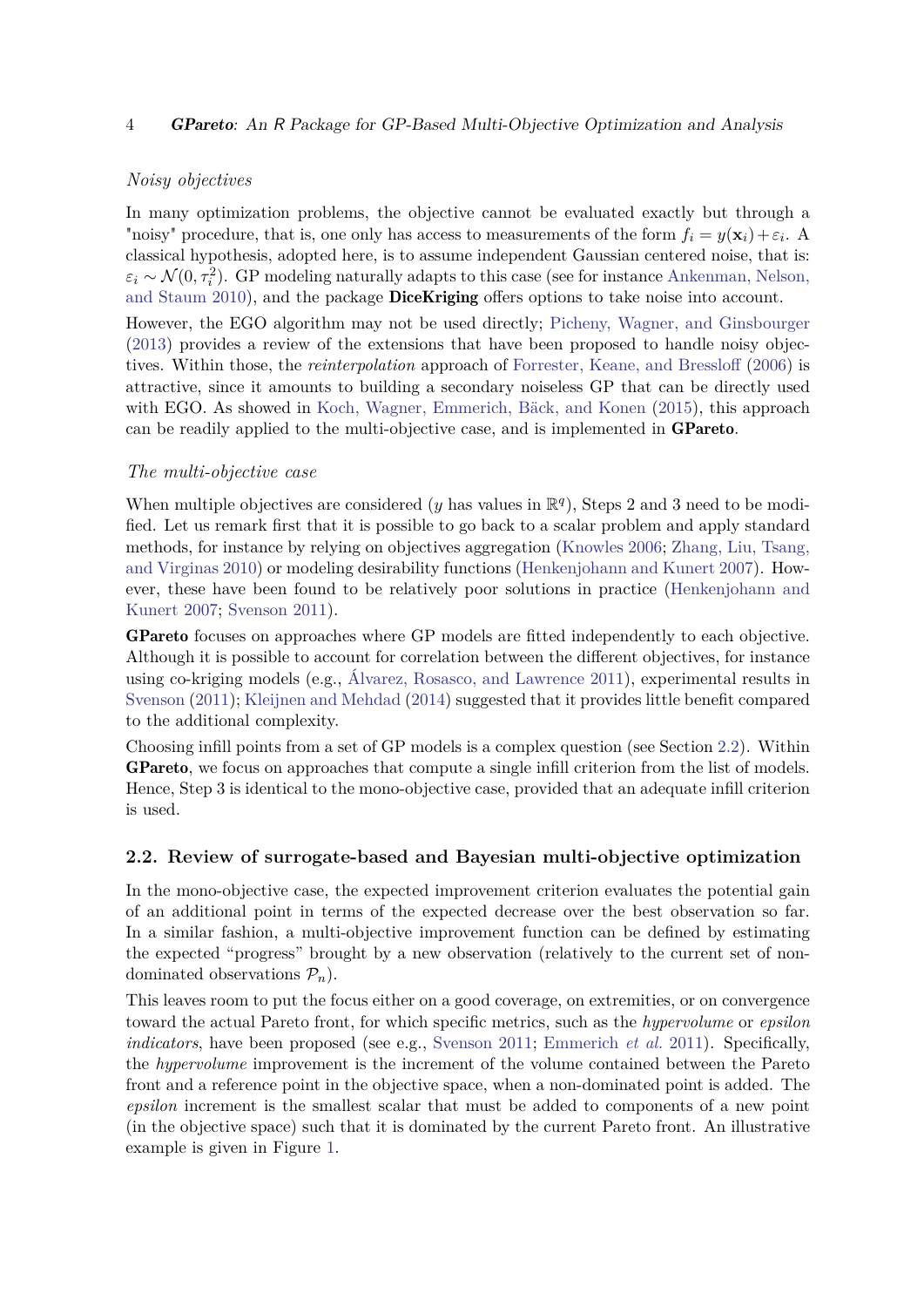*Noisy objectives*

In many optimization problems, the objective cannot be evaluated exactly but through a "noisy" procedure, that is, one only has access to measurements of the form $f_i = y(\mathbf{x}_i) + \varepsilon_i$. A classical hypothesis, adopted here, is to assume independent Gaussian centered noise, that is: $\varepsilon_i \sim \mathcal{N}(0, \tau_i^2)$. GP modeling naturally adapts to this case (see for instance Ankenman, Nelson, and Staum 2010), and the package **DiceKriging** offers options to take noise into account.

However, the EGO algorithm may not be used directly; Picheny, Wagner, and Ginsbourger (2013) provides a review of the extensions that have been proposed to handle noisy objectives. Within those, the *reinterpolation* approach of Forrester, Keane, and Bressloff (2006) is attractive, since it amounts to building a secondary noiseless GP that can be directly used with EGO. As showed in Koch, Wagner, Emmerich, Bäck, and Konen (2015), this approach can be readily applied to the multi-objective case, and is implemented in **GPareto**.

*The multi-objective case*

When multiple objectives are considered ($y$ has values in $\mathbb{R}^q$), Steps 2 and 3 need to be modified. Let us remark first that it is possible to go back to a scalar problem and apply standard methods, for instance by relying on objectives aggregation (Knowles 2006; Zhang, Liu, Tsang, and Virginas 2010) or modeling desirability functions (Henkenjohann and Kunert 2007). However, these have been found to be relatively poor solutions in practice (Henkenjohann and Kunert 2007; Svenson 2011).

**GPareto** focuses on approaches where GP models are fitted independently to each objective. Although it is possible to account for correlation between the different objectives, for instance using co-kriging models (e.g., Álvarez, Rosasco, and Lawrence 2011), experimental results in Svenson (2011); Kleijnen and Mehdad (2014) suggested that it provides little benefit compared to the additional complexity.

Choosing infill points from a set of GP models is a complex question (see Section 2.2). Within **GPareto**, we focus on approaches that compute a single infill criterion from the list of models. Hence, Step 3 is identical to the mono-objective case, provided that an adequate infill criterion is used.

## 2.2. Review of surrogate-based and Bayesian multi-objective optimization

In the mono-objective case, the expected improvement criterion evaluates the potential gain of an additional point in terms of the expected decrease over the best observation so far. In a similar fashion, a multi-objective improvement function can be defined by estimating the expected "progress" brought by a new observation (relatively to the current set of non-dominated observations $\mathcal{P}_n$).

This leaves room to put the focus either on a good coverage, on extremities, or on convergence toward the actual Pareto front, for which specific metrics, such as the *hypervolume* or *epsilon indicators*, have been proposed (see e.g., Svenson 2011; Emmerich *et al.* 2011). Specifically, the *hypervolume* improvement is the increment of the volume contained between the Pareto front and a reference point in the objective space, when a non-dominated point is added. The *epsilon* increment is the smallest scalar that must be added to components of a new point (in the objective space) such that it is dominated by the current Pareto front. An illustrative example is given in Figure 1.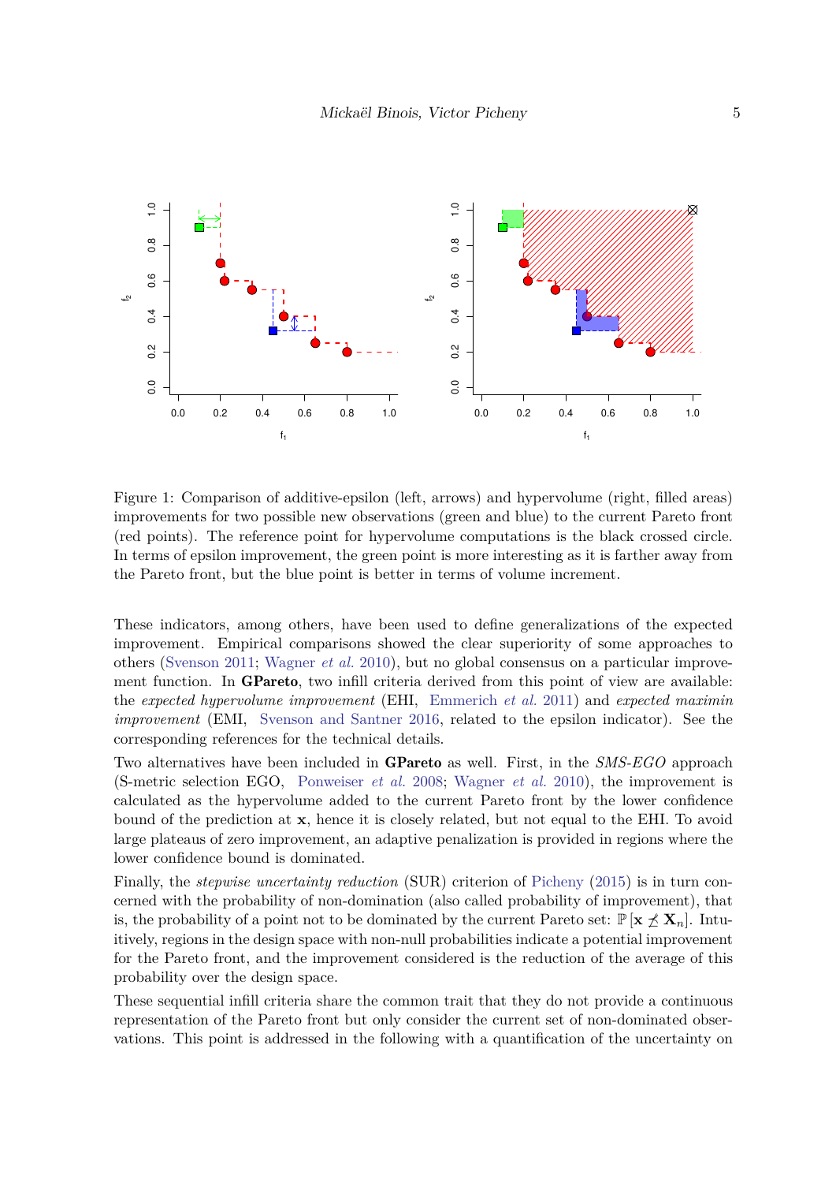Figure 1: Comparison of additive-epsilon (left, arrows) and hypervolume (right, filled areas) improvements for two possible new observations (green and blue) to the current Pareto front (red points). The reference point for hypervolume computations is the black crossed circle. In terms of epsilon improvement, the green point is more interesting as it is farther away from the Pareto front, but the blue point is better in terms of volume increment.

These indicators, among others, have been used to define generalizations of the expected improvement. Empirical comparisons showed the clear superiority of some approaches to others (Svenson 2011; Wagner *et al.* 2010), but no global consensus on a particular improvement function. In **GPareto**, two infill criteria derived from this point of view are available: the *expected hypervolume improvement* (EHI, Emmerich *et al.* 2011) and *expected maximin improvement* (EMI, Svenson and Santner 2016, related to the epsilon indicator). See the corresponding references for the technical details.

Two alternatives have been included in **GPareto** as well. First, in the *SMS-EGO* approach (S-metric selection EGO, Ponweiser *et al.* 2008; Wagner *et al.* 2010), the improvement is calculated as the hypervolume added to the current Pareto front by the lower confidence bound of the prediction at $\mathbf{x}$, hence it is closely related, but not equal to the EHI. To avoid large plateaus of zero improvement, an adaptive penalization is provided in regions where the lower confidence bound is dominated.

Finally, the *stepwise uncertainty reduction* (SUR) criterion of Picheny (2015) is in turn concerned with the probability of non-domination (also called probability of improvement), that is, the probability of a point not to be dominated by the current Pareto set: $\mathbb{P}\left[\mathbf{x} \npreceq \mathbf{X}_n\right]$. Intuitively, regions in the design space with non-null probabilities indicate a potential improvement for the Pareto front, and the improvement considered is the reduction of the average of this probability over the design space.

These sequential infill criteria share the common trait that they do not provide a continuous representation of the Pareto front but only consider the current set of non-dominated observations. This point is addressed in the following with a quantification of the uncertainty on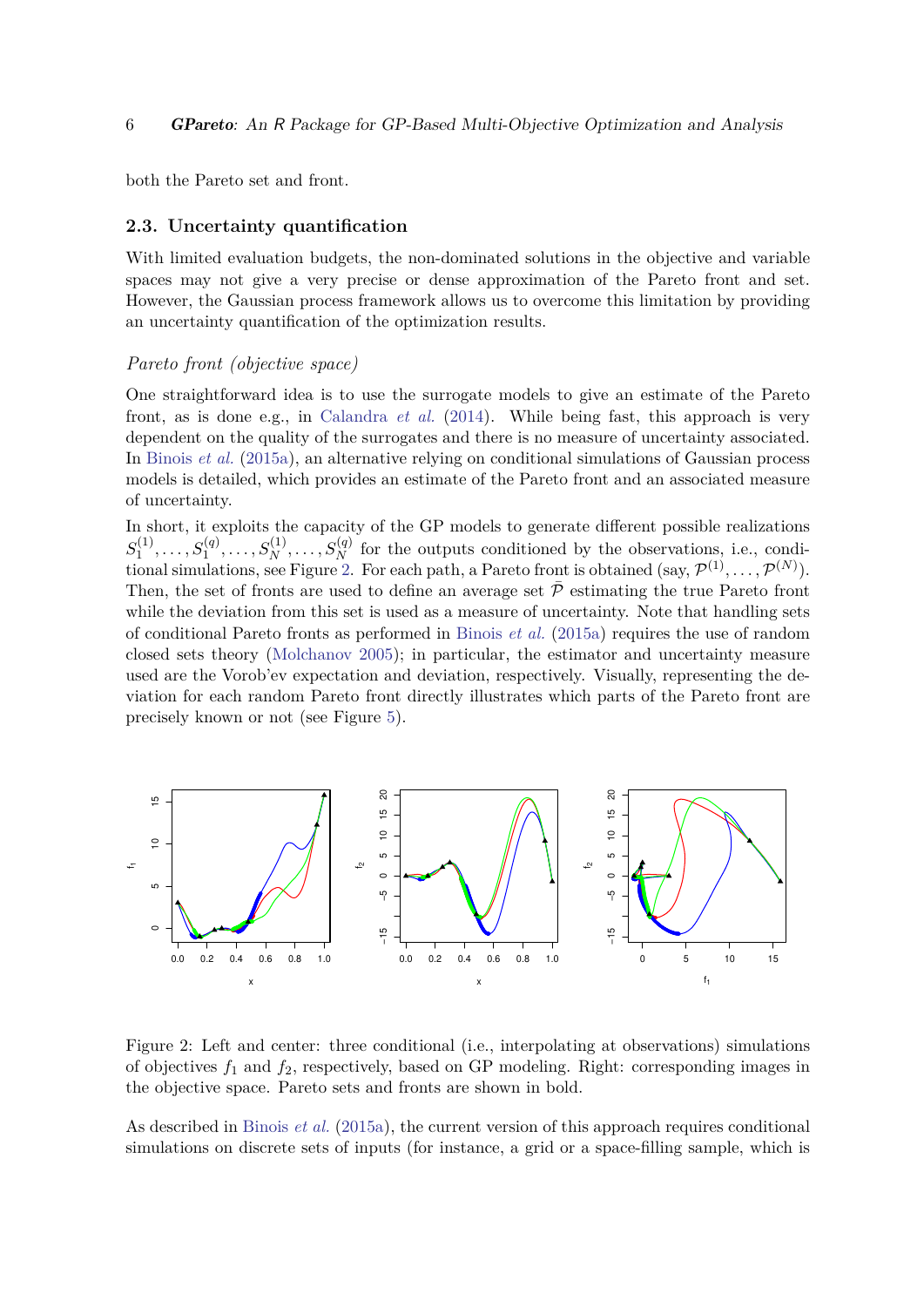both the Pareto set and front.

### 2.3. Uncertainty quantification

With limited evaluation budgets, the non-dominated solutions in the objective and variable spaces may not give a very precise or dense approximation of the Pareto front and set. However, the Gaussian process framework allows us to overcome this limitation by providing an uncertainty quantification of the optimization results.

*Pareto front (objective space)*

One straightforward idea is to use the surrogate models to give an estimate of the Pareto front, as is done e.g., in Calandra *et al.* (2014). While being fast, this approach is very dependent on the quality of the surrogates and there is no measure of uncertainty associated. In Binois *et al.* (2015a), an alternative relying on conditional simulations of Gaussian process models is detailed, which provides an estimate of the Pareto front and an associated measure of uncertainty.

In short, it exploits the capacity of the GP models to generate different possible realizations $S_1^{(1)}, \ldots, S_1^{(q)}, \ldots, S_N^{(1)}, \ldots, S_N^{(q)}$ for the outputs conditioned by the observations, i.e., conditional simulations, see Figure 2. For each path, a Pareto front is obtained (say, $\mathcal{P}^{(1)}, \ldots, \mathcal{P}^{(N)}$). Then, the set of fronts are used to define an average set $\bar{\mathcal{P}}$ estimating the true Pareto front while the deviation from this set is used as a measure of uncertainty. Note that handling sets of conditional Pareto fronts as performed in Binois *et al.* (2015a) requires the use of random closed sets theory (Molchanov 2005); in particular, the estimator and uncertainty measure used are the Vorob'ev expectation and deviation, respectively. Visually, representing the deviation for each random Pareto front directly illustrates which parts of the Pareto front are precisely known or not (see Figure 5).

Figure 2: Left and center: three conditional (i.e., interpolating at observations) simulations of objectives $f_1$ and $f_2$, respectively, based on GP modeling. Right: corresponding images in the objective space. Pareto sets and fronts are shown in bold.

As described in Binois *et al.* (2015a), the current version of this approach requires conditional simulations on discrete sets of inputs (for instance, a grid or a space-filling sample, which is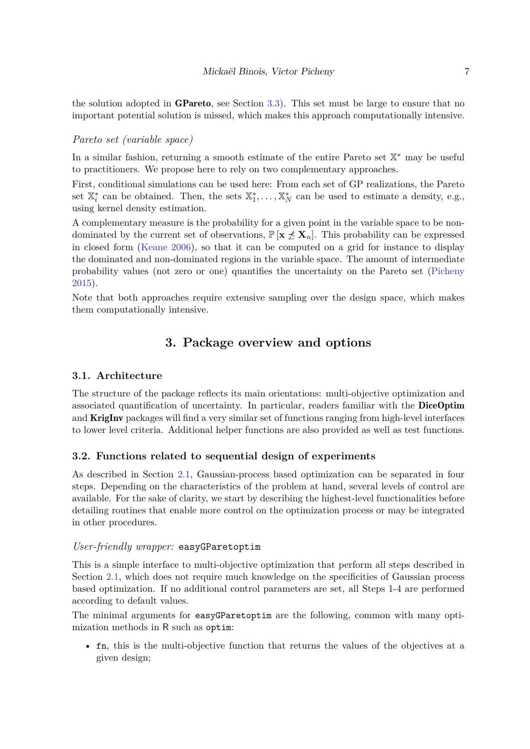the solution adopted in **GPareto**, see Section 3.3). This set must be large to ensure that no important potential solution is missed, which makes this approach computationally intensive.

*Pareto set (variable space)*

In a similar fashion, returning a smooth estimate of the entire Pareto set $\mathbb{X}^*$ may be useful to practitioners. We propose here to rely on two complementary approaches.

First, conditional simulations can be used here: From each set of GP realizations, the Pareto set $\mathbb{X}_i^*$ can be obtained. Then, the sets $\mathbb{X}_1^*, \ldots, \mathbb{X}_N^*$ can be used to estimate a density, e.g., using kernel density estimation.

A complementary measure is the probability for a given point in the variable space to be non-dominated by the current set of observations, $\mathbb{P}\left[\mathbf{x} \nprec \mathbf{X}_n\right]$. This probability can be expressed in closed form (Keane 2006), so that it can be computed on a grid for instance to display the dominated and non-dominated regions in the variable space. The amount of intermediate probability values (not zero or one) quantifies the uncertainty on the Pareto set (Picheny 2015).

Note that both approaches require extensive sampling over the design space, which makes them computationally intensive.

# 3. Package overview and options

## 3.1. Architecture

The structure of the package reflects its main orientations: multi-objective optimization and associated quantification of uncertainty. In particular, readers familiar with the **DiceOptim** and **KrigInv** packages will find a very similar set of functions ranging from high-level interfaces to lower level criteria. Additional helper functions are also provided as well as test functions.

## 3.2. Functions related to sequential design of experiments

As described in Section 2.1, Gaussian-process based optimization can be separated in four steps. Depending on the characteristics of the problem at hand, several levels of control are available. For the sake of clarity, we start by describing the highest-level functionalities before detailing routines that enable more control on the optimization process or may be integrated in other procedures.

*User-friendly wrapper:* `easyGParetoptim`

This is a simple interface to multi-objective optimization that perform all steps described in Section 2.1, which does not require much knowledge on the specificities of Gaussian process based optimization. If no additional control parameters are set, all Steps 1-4 are performed according to default values.

The minimal arguments for `easyGParetoptim` are the following, common with many optimization methods in R such as `optim`:

- `fn`, this is the multi-objective function that returns the values of the objectives at a given design;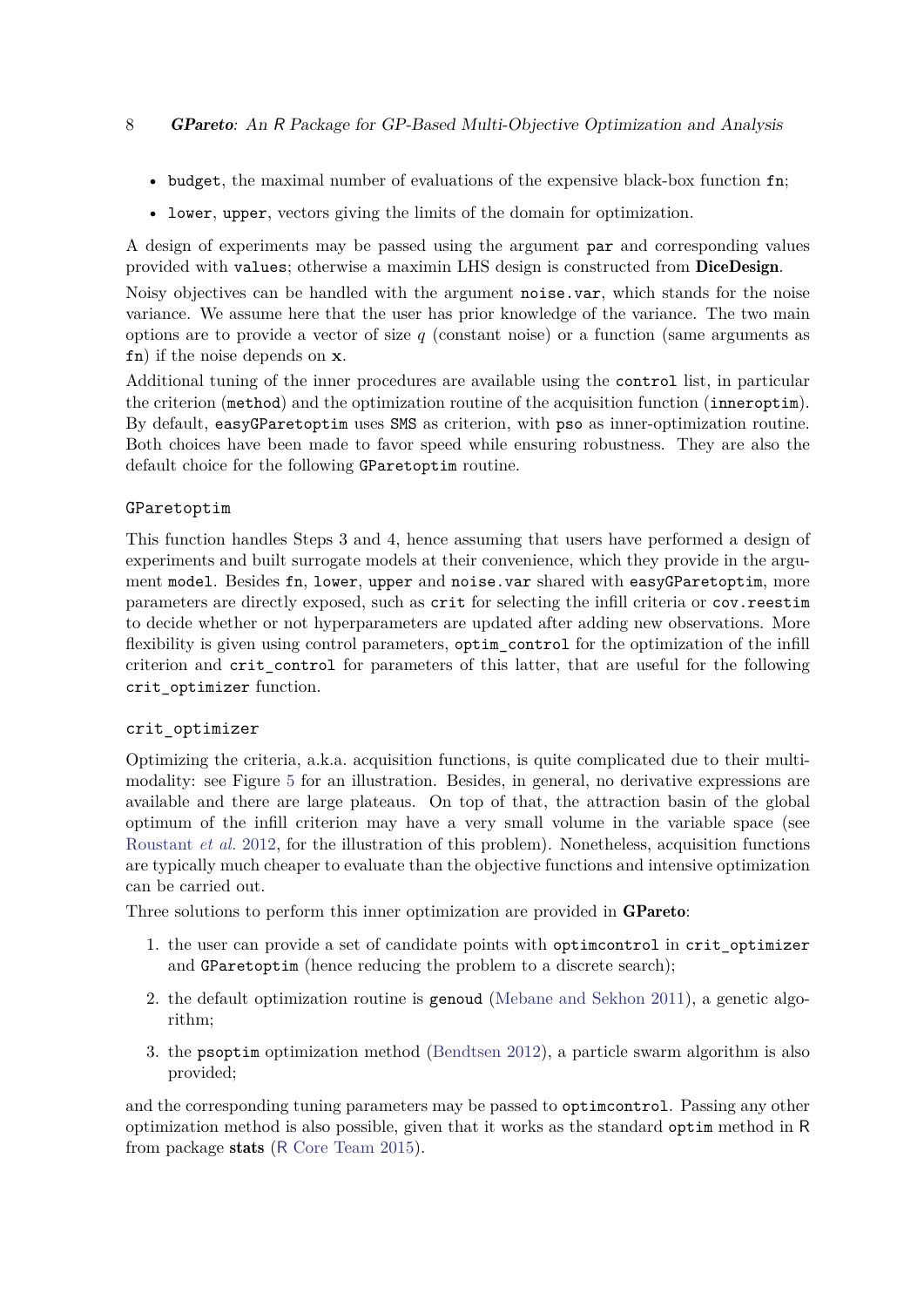- `budget`, the maximal number of evaluations of the expensive black-box function `fn`;
- `lower`, `upper`, vectors giving the limits of the domain for optimization.

A design of experiments may be passed using the argument `par` and corresponding values provided with `values`; otherwise a maximin LHS design is constructed from **DiceDesign**.

Noisy objectives can be handled with the argument `noise.var`, which stands for the noise variance. We assume here that the user has prior knowledge of the variance. The two main options are to provide a vector of size $q$ (constant noise) or a function (same arguments as `fn`) if the noise depends on $\mathbf{x}$.

Additional tuning of the inner procedures are available using the `control` list, in particular the criterion (`method`) and the optimization routine of the acquisition function (`inneroptim`). By default, `easyGParetoptim` uses `SMS` as criterion, with `pso` as inner-optimization routine. Both choices have been made to favor speed while ensuring robustness. They are also the default choice for the following `GParetoptim` routine.

### `GParetoptim`

This function handles Steps 3 and 4, hence assuming that users have performed a design of experiments and built surrogate models at their convenience, which they provide in the argument `model`. Besides `fn`, `lower`, `upper` and `noise.var` shared with `easyGParetoptim`, more parameters are directly exposed, such as `crit` for selecting the infill criteria or `cov.reestim` to decide whether or not hyperparameters are updated after adding new observations. More flexibility is given using control parameters, `optim_control` for the optimization of the infill criterion and `crit_control` for parameters of this latter, that are useful for the following `crit_optimizer` function.

### `crit_optimizer`

Optimizing the criteria, a.k.a. acquisition functions, is quite complicated due to their multimodality: see Figure 5 for an illustration. Besides, in general, no derivative expressions are available and there are large plateaus. On top of that, the attraction basin of the global optimum of the infill criterion may have a very small volume in the variable space (see Roustant *et al.* 2012, for the illustration of this problem). Nonetheless, acquisition functions are typically much cheaper to evaluate than the objective functions and intensive optimization can be carried out.

Three solutions to perform this inner optimization are provided in **GPareto**:

1. the user can provide a set of candidate points with `optimcontrol` in `crit_optimizer` and `GParetoptim` (hence reducing the problem to a discrete search);
2. the default optimization routine is `genoud` (Mebane and Sekhon 2011), a genetic algorithm;
3. the `psoptim` optimization method (Bendtsen 2012), a particle swarm algorithm is also provided;

and the corresponding tuning parameters may be passed to `optimcontrol`. Passing any other optimization method is also possible, given that it works as the standard `optim` method in R from package **stats** (R Core Team 2015).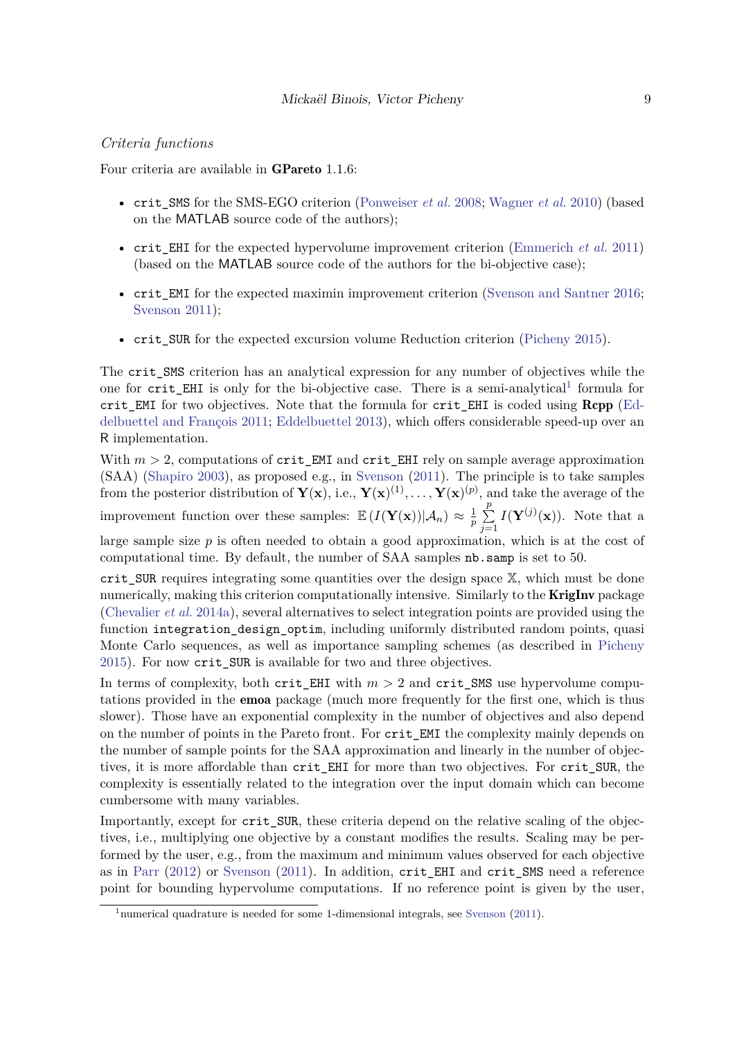*Criteria functions*

Four criteria are available in **GPareto** 1.1.6:

- `crit_SMS` for the SMS-EGO criterion (Ponweiser *et al.* 2008; Wagner *et al.* 2010) (based on the MATLAB source code of the authors);
- `crit_EHI` for the expected hypervolume improvement criterion (Emmerich *et al.* 2011) (based on the MATLAB source code of the authors for the bi-objective case);
- `crit_EMI` for the expected maximin improvement criterion (Svenson and Santner 2016; Svenson 2011);
- `crit_SUR` for the expected excursion volume Reduction criterion (Picheny 2015).

The `crit_SMS` criterion has an analytical expression for any number of objectives while the one for `crit_EHI` is only for the bi-objective case. There is a semi-analytical[1] formula for `crit_EMI` for two objectives. Note that the formula for `crit_EHI` is coded using **Rcpp** (Eddelbuettel and François 2011; Eddelbuettel 2013), which offers considerable speed-up over an R implementation.

With $m > 2$, computations of `crit_EMI` and `crit_EHI` rely on sample average approximation (SAA) (Shapiro 2003), as proposed e.g., in Svenson (2011). The principle is to take samples from the posterior distribution of $\mathbf{Y}(\mathbf{x})$, i.e., $\mathbf{Y}(\mathbf{x})^{(1)}, \dots, \mathbf{Y}(\mathbf{x})^{(p)}$, and take the average of the improvement function over these samples: $\mathbb{E}\left(I(\mathbf{Y}(\mathbf{x}))|\mathcal{A}_n\right) \approx \frac{1}{p}\sum_{j=1}^{p} I(\mathbf{Y}^{(j)}(\mathbf{x}))$. Note that a large sample size $p$ is often needed to obtain a good approximation, which is at the cost of computational time. By default, the number of SAA samples `nb.samp` is set to 50.

`crit_SUR` requires integrating some quantities over the design space $\mathbb{X}$, which must be done numerically, making this criterion computationally intensive. Similarly to the **KrigInv** package (Chevalier *et al.* 2014a), several alternatives to select integration points are provided using the function `integration_design_optim`, including uniformly distributed random points, quasi Monte Carlo sequences, as well as importance sampling schemes (as described in Picheny 2015). For now `crit_SUR` is available for two and three objectives.

In terms of complexity, both `crit_EHI` with $m > 2$ and `crit_SMS` use hypervolume computations provided in the **emoa** package (much more frequently for the first one, which is thus slower). Those have an exponential complexity in the number of objectives and also depend on the number of points in the Pareto front. For `crit_EMI` the complexity mainly depends on the number of sample points for the SAA approximation and linearly in the number of objectives, it is more affordable than `crit_EHI` for more than two objectives. For `crit_SUR`, the complexity is essentially related to the integration over the input domain which can become cumbersome with many variables.

Importantly, except for `crit_SUR`, these criteria depend on the relative scaling of the objectives, i.e., multiplying one objective by a constant modifies the results. Scaling may be performed by the user, e.g., from the maximum and minimum values observed for each objective as in Parr (2012) or Svenson (2011). In addition, `crit_EHI` and `crit_SMS` need a reference point for bounding hypervolume computations. If no reference point is given by the user,

[1] numerical quadrature is needed for some 1-dimensional integrals, see Svenson (2011).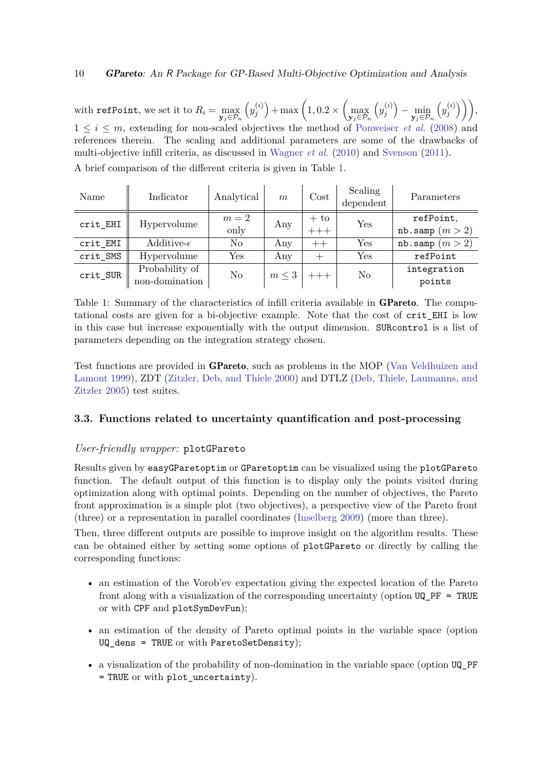with `refPoint`, we set it to $R_i = \max_{\mathbf{y}_j \in \mathcal{P}_n} \left(y_j^{(i)}\right) + \max\left(1, 0.2 \times \left(\max_{\mathbf{y}_j \in \mathcal{P}_n} \left(y_j^{(i)}\right) - \min_{\mathbf{y}_j \in \mathcal{P}_n} \left(y_j^{(i)}\right)\right)\right)$, $1 \leq i \leq m$, extending for non-scaled objectives the method of Ponweiser *et al.* (2008) and references therein. The scaling and additional parameters are some of the drawbacks of multi-objective infill criteria, as discussed in Wagner *et al.* (2010) and Svenson (2011).

A brief comparison of the different criteria is given in Table 1.

| Name | Indicator | Analytical | $m$ | Cost | Scaling dependent | Parameters |
|---|---|---|---|---|---|---|
| `crit_EHI` | Hypervolume | $m = 2$ only | Any | $+$ to $+++$ | Yes | `refPoint`, `nb.samp` ($m > 2$) |
| `crit_EMI` | Additive-$\epsilon$ | No | Any | $++$ | Yes | `nb.samp` ($m > 2$) |
| `crit_SMS` | Hypervolume | Yes | Any | $+$ | Yes | `refPoint` |
| `crit_SUR` | Probability of non-domination | No | $m \leq 3$ | $+++$ | No | `integration points` |

Table 1: Summary of the characteristics of infill criteria available in **GPareto**. The computational costs are given for a bi-objective example. Note that the cost of `crit_EHI` is low in this case but increase exponentially with the output dimension. `SURcontrol` is a list of parameters depending on the integration strategy chosen.

Test functions are provided in **GPareto**, such as problems in the MOP (Van Veldhuizen and Lamont 1999), ZDT (Zitzler, Deb, and Thiele 2000) and DTLZ (Deb, Thiele, Laumanns, and Zitzler 2005) test suites.

### 3.3. Functions related to uncertainty quantification and post-processing

*User-friendly wrapper:* `plotGPareto`

Results given by `easyGParetoptim` or `GParetoptim` can be visualized using the `plotGPareto` function. The default output of this function is to display only the points visited during optimization along with optimal points. Depending on the number of objectives, the Pareto front approximation is a simple plot (two objectives), a perspective view of the Pareto front (three) or a representation in parallel coordinates (Inselberg 2009) (more than three).

Then, three different outputs are possible to improve insight on the algorithm results. These can be obtained either by setting some options of `plotGPareto` or directly by calling the corresponding functions:

- an estimation of the Vorob'ev expectation giving the expected location of the Pareto front along with a visualization of the corresponding uncertainty (option `UQ_PF = TRUE` or with `CPF` and `plotSymDevFun`);
- an estimation of the density of Pareto optimal points in the variable space (option `UQ_dens = TRUE` or with `ParetoSetDensity`);
- a visualization of the probability of non-domination in the variable space (option `UQ_PF = TRUE` or with `plot_uncertainty`).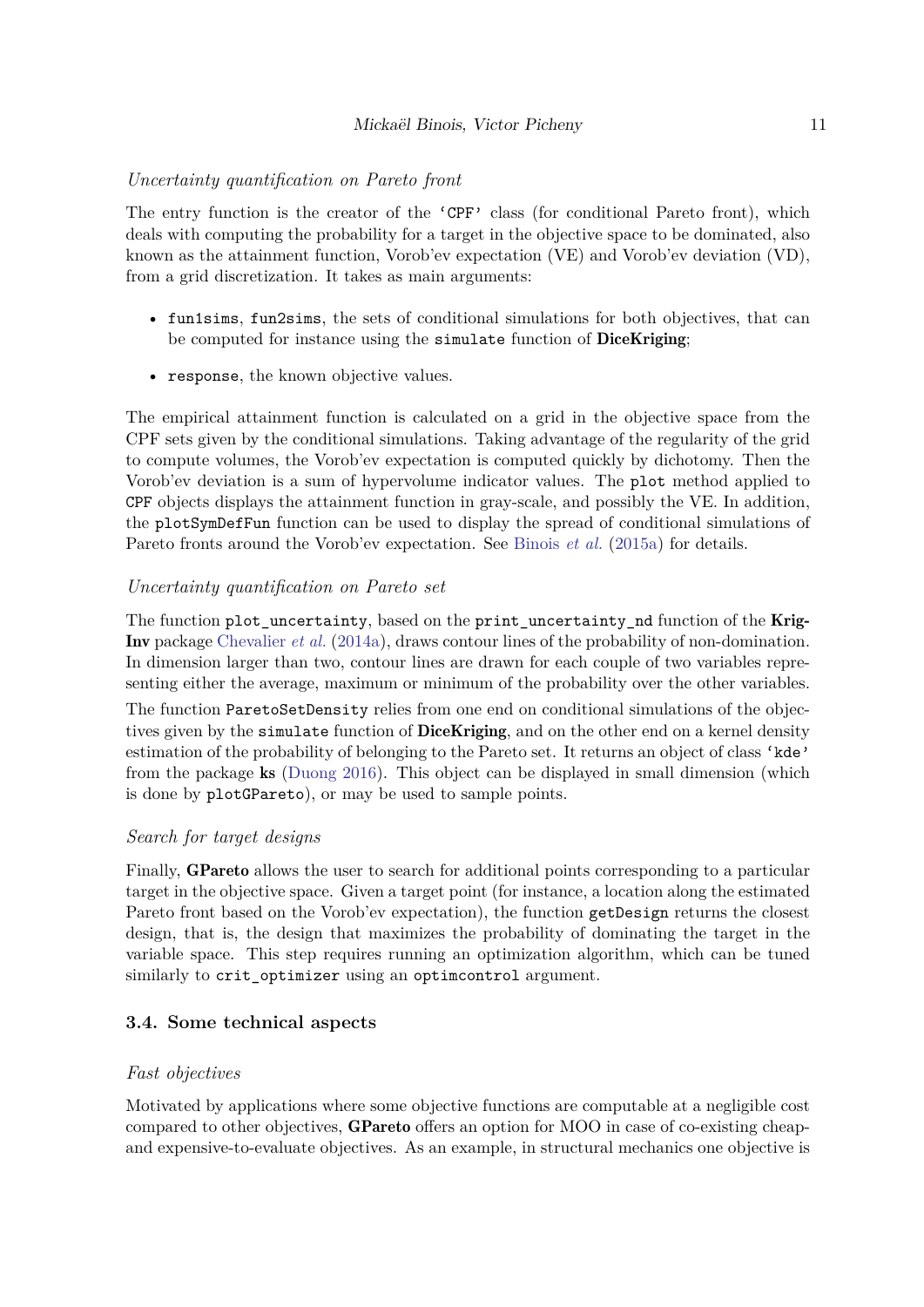*Uncertainty quantification on Pareto front*

The entry function is the creator of the 'CPF' class (for conditional Pareto front), which deals with computing the probability for a target in the objective space to be dominated, also known as the attainment function, Vorob'ev expectation (VE) and Vorob'ev deviation (VD), from a grid discretization. It takes as main arguments:

- fun1sims, fun2sims, the sets of conditional simulations for both objectives, that can be computed for instance using the simulate function of **DiceKriging**;
- response, the known objective values.

The empirical attainment function is calculated on a grid in the objective space from the CPF sets given by the conditional simulations. Taking advantage of the regularity of the grid to compute volumes, the Vorob'ev expectation is computed quickly by dichotomy. Then the Vorob'ev deviation is a sum of hypervolume indicator values. The plot method applied to CPF objects displays the attainment function in gray-scale, and possibly the VE. In addition, the plotSymDefFun function can be used to display the spread of conditional simulations of Pareto fronts around the Vorob'ev expectation. See Binois *et al.* (2015a) for details.

*Uncertainty quantification on Pareto set*

The function plot_uncertainty, based on the print_uncertainty_nd function of the **KrigInv** package Chevalier *et al.* (2014a), draws contour lines of the probability of non-domination. In dimension larger than two, contour lines are drawn for each couple of two variables representing either the average, maximum or minimum of the probability over the other variables.

The function ParetoSetDensity relies from one end on conditional simulations of the objectives given by the simulate function of **DiceKriging**, and on the other end on a kernel density estimation of the probability of belonging to the Pareto set. It returns an object of class 'kde' from the package **ks** (Duong 2016). This object can be displayed in small dimension (which is done by plotGPareto), or may be used to sample points.

*Search for target designs*

Finally, **GPareto** allows the user to search for additional points corresponding to a particular target in the objective space. Given a target point (for instance, a location along the estimated Pareto front based on the Vorob'ev expectation), the function getDesign returns the closest design, that is, the design that maximizes the probability of dominating the target in the variable space. This step requires running an optimization algorithm, which can be tuned similarly to crit_optimizer using an optimcontrol argument.

### 3.4. Some technical aspects

*Fast objectives*

Motivated by applications where some objective functions are computable at a negligible cost compared to other objectives, **GPareto** offers an option for MOO in case of co-existing cheap- and expensive-to-evaluate objectives. As an example, in structural mechanics one objective is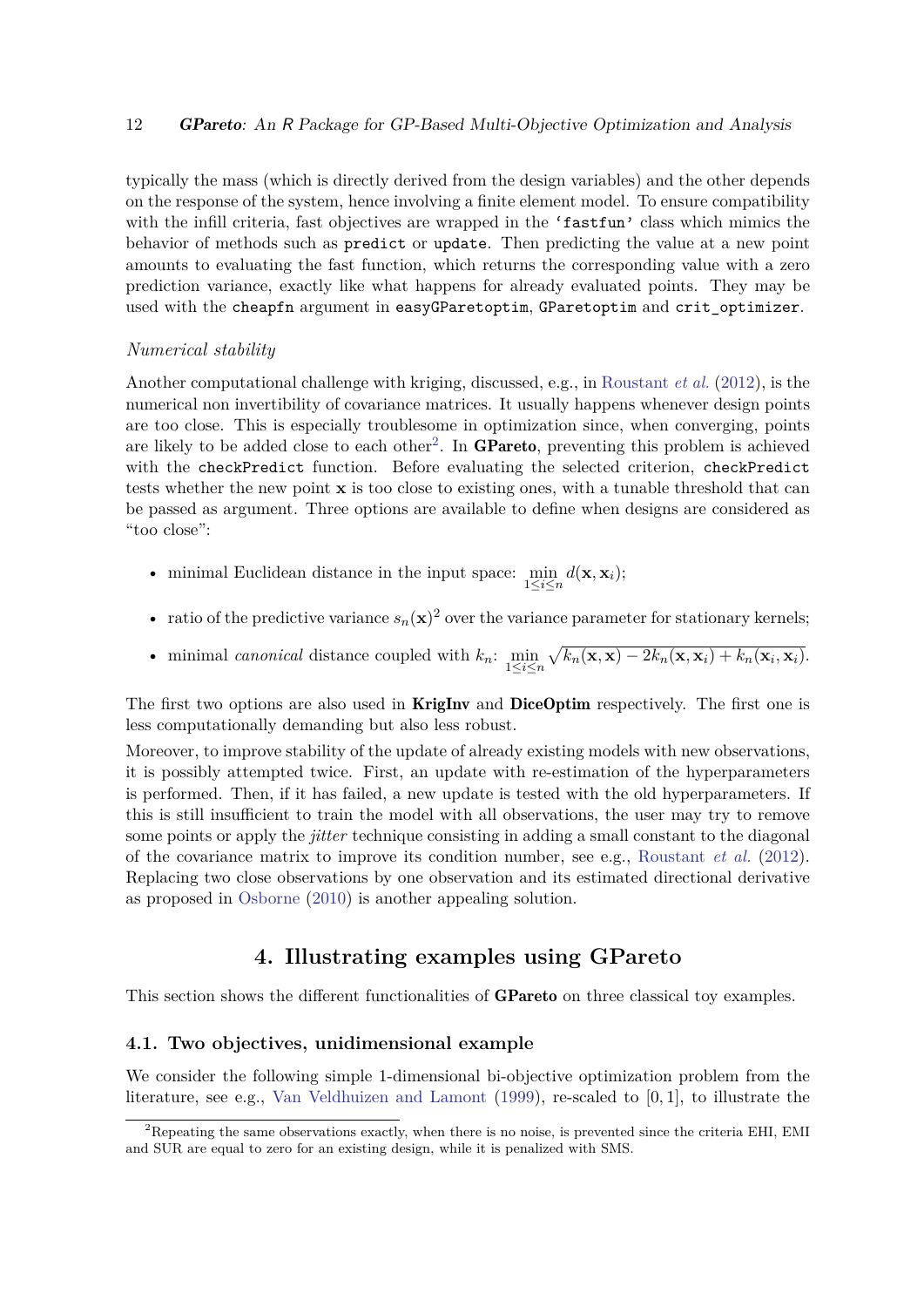typically the mass (which is directly derived from the design variables) and the other depends on the response of the system, hence involving a finite element model. To ensure compatibility with the infill criteria, fast objectives are wrapped in the 'fastfun' class which mimics the behavior of methods such as `predict` or `update`. Then predicting the value at a new point amounts to evaluating the fast function, which returns the corresponding value with a zero prediction variance, exactly like what happens for already evaluated points. They may be used with the `cheapfn` argument in `easyGParetoptim`, `GParetoptim` and `crit_optimizer`.

*Numerical stability*

Another computational challenge with kriging, discussed, e.g., in Roustant *et al.* (2012), is the numerical non invertibility of covariance matrices. It usually happens whenever design points are too close. This is especially troublesome in optimization since, when converging, points are likely to be added close to each other[2]. In **GPareto**, preventing this problem is achieved with the `checkPredict` function. Before evaluating the selected criterion, `checkPredict` tests whether the new point $\mathbf{x}$ is too close to existing ones, with a tunable threshold that can be passed as argument. Three options are available to define when designs are considered as "too close":

- minimal Euclidean distance in the input space: $\min\limits_{1 \leq i \leq n} d(\mathbf{x}, \mathbf{x}_i)$;
- ratio of the predictive variance $s_n(\mathbf{x})^2$ over the variance parameter for stationary kernels;
- minimal *canonical* distance coupled with $k_n$: $\min\limits_{1 \leq i \leq n} \sqrt{k_n(\mathbf{x}, \mathbf{x}) - 2k_n(\mathbf{x}, \mathbf{x}_i) + k_n(\mathbf{x}_i, \mathbf{x}_i)}$.

The first two options are also used in **KrigInv** and **DiceOptim** respectively. The first one is less computationally demanding but also less robust.

Moreover, to improve stability of the update of already existing models with new observations, it is possibly attempted twice. First, an update with re-estimation of the hyperparameters is performed. Then, if it has failed, a new update is tested with the old hyperparameters. If this is still insufficient to train the model with all observations, the user may try to remove some points or apply the *jitter* technique consisting in adding a small constant to the diagonal of the covariance matrix to improve its condition number, see e.g., Roustant *et al.* (2012). Replacing two close observations by one observation and its estimated directional derivative as proposed in Osborne (2010) is another appealing solution.

# 4. Illustrating examples using GPareto

This section shows the different functionalities of **GPareto** on three classical toy examples.

## 4.1. Two objectives, unidimensional example

We consider the following simple 1-dimensional bi-objective optimization problem from the literature, see e.g., Van Veldhuizen and Lamont (1999), re-scaled to $[0, 1]$, to illustrate the

[2] Repeating the same observations exactly, when there is no noise, is prevented since the criteria EHI, EMI and SUR are equal to zero for an existing design, while it is penalized with SMS.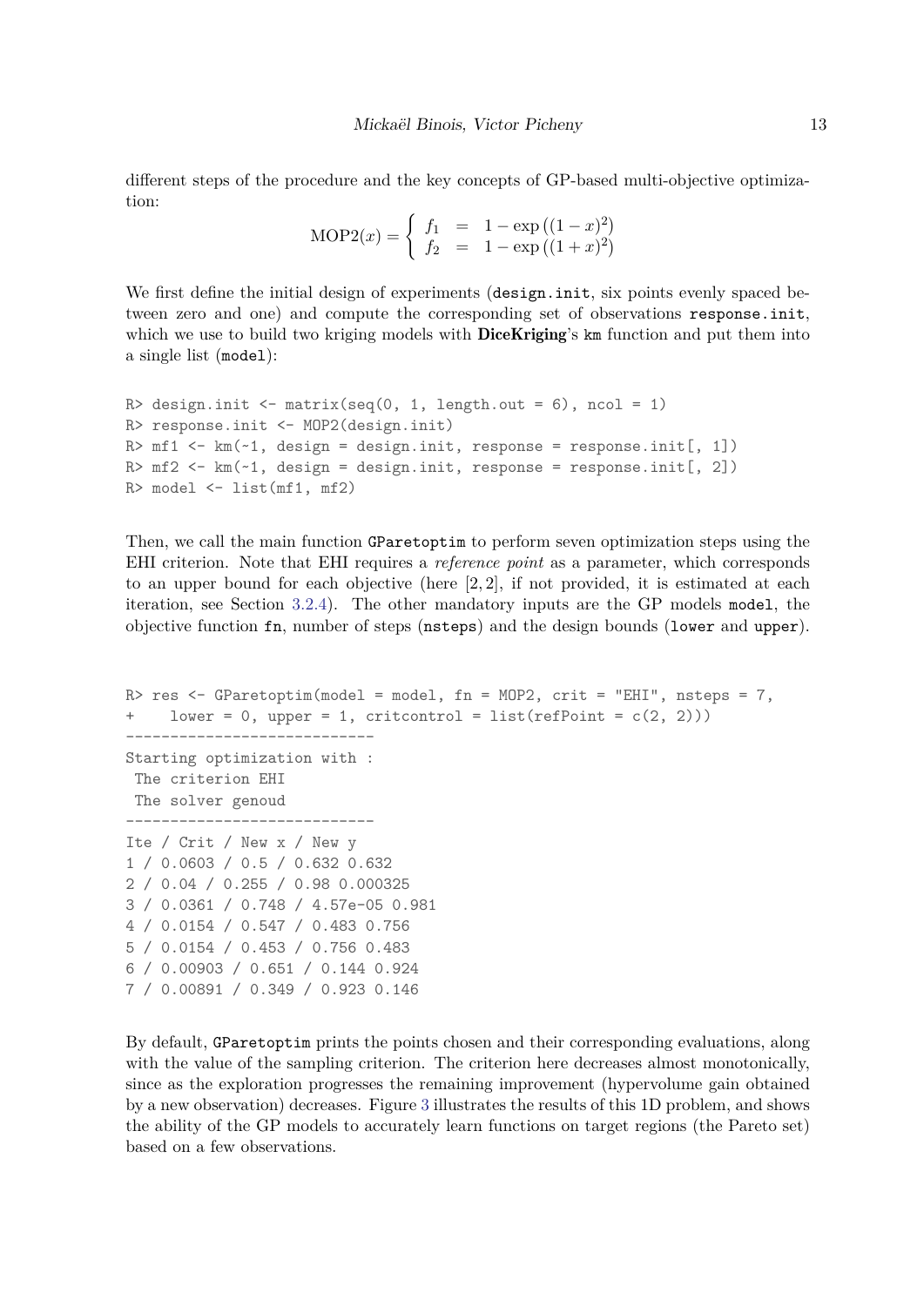different steps of the procedure and the key concepts of GP-based multi-objective optimization:

$$\text{MOP2}(x) = \begin{cases} f_1 &= 1 - \exp\left((1-x)^2\right) \\ f_2 &= 1 - \exp\left((1+x)^2\right) \end{cases}$$

We first define the initial design of experiments (`design.init`, six points evenly spaced between zero and one) and compute the corresponding set of observations `response.init`, which we use to build two kriging models with **DiceKriging**'s `km` function and put them into a single list (`model`):

```
R> design.init <- matrix(seq(0, 1, length.out = 6), ncol = 1)
R> response.init <- MOP2(design.init)
R> mf1 <- km(~1, design = design.init, response = response.init[, 1])
R> mf2 <- km(~1, design = design.init, response = response.init[, 2])
R> model <- list(mf1, mf2)
```

Then, we call the main function `GParetoptim` to perform seven optimization steps using the EHI criterion. Note that EHI requires a *reference point* as a parameter, which corresponds to an upper bound for each objective (here $[2, 2]$, if not provided, it is estimated at each iteration, see Section 3.2.4). The other mandatory inputs are the GP models `model`, the objective function `fn`, number of steps (`nsteps`) and the design bounds (`lower` and `upper`).

```
R> res <- GParetoptim(model = model, fn = MOP2, crit = "EHI", nsteps = 7,
+    lower = 0, upper = 1, critcontrol = list(refPoint = c(2, 2)))
----------------------------
Starting optimization with :
 The criterion EHI
 The solver genoud
----------------------------
Ite / Crit / New x / New y
1 / 0.0603 / 0.5 / 0.632 0.632
2 / 0.04 / 0.255 / 0.98 0.000325
3 / 0.0361 / 0.748 / 4.57e-05 0.981
4 / 0.0154 / 0.547 / 0.483 0.756
5 / 0.0154 / 0.453 / 0.756 0.483
6 / 0.00903 / 0.651 / 0.144 0.924
7 / 0.00891 / 0.349 / 0.923 0.146
```

By default, `GParetoptim` prints the points chosen and their corresponding evaluations, along with the value of the sampling criterion. The criterion here decreases almost monotonically, since as the exploration progresses the remaining improvement (hypervolume gain obtained by a new observation) decreases. Figure 3 illustrates the results of this 1D problem, and shows the ability of the GP models to accurately learn functions on target regions (the Pareto set) based on a few observations.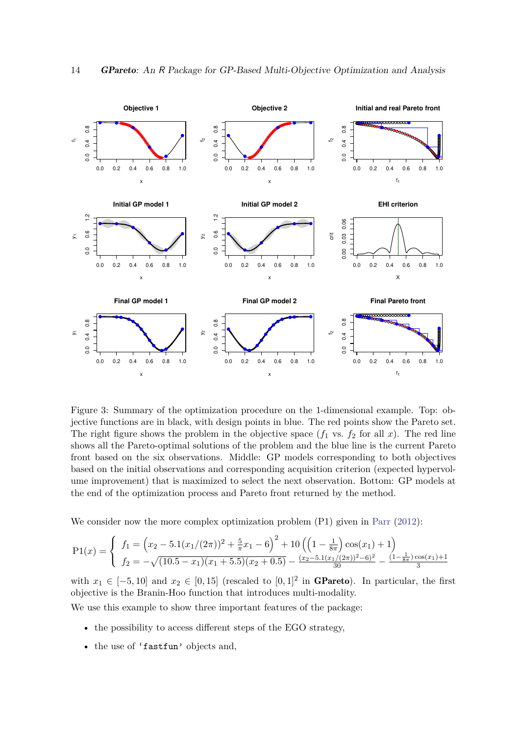Figure 3: Summary of the optimization procedure on the 1-dimensional example. Top: objective functions are in black, with design points in blue. The red points show the Pareto set. The right figure shows the problem in the objective space ($f_1$ vs. $f_2$ for all $x$). The red line shows all the Pareto-optimal solutions of the problem and the blue line is the current Pareto front based on the six observations. Middle: GP models corresponding to both objectives based on the initial observations and corresponding acquisition criterion (expected hypervolume improvement) that is maximized to select the next observation. Bottom: GP models at the end of the optimization process and Pareto front returned by the method.

We consider now the more complex optimization problem (P1) given in Parr (2012):

$$\text{P1}(x) = \begin{cases} f_1 = \left(x_2 - 5.1(x_1/(2\pi))^2 + \frac{5}{\pi}x_1 - 6\right)^2 + 10\left(\left(1 - \frac{1}{8\pi}\right)\cos(x_1) + 1\right) \\ f_2 = -\sqrt{(10.5 - x_1)(x_1 + 5.5)(x_2 + 0.5)} - \frac{(x_2 - 5.1(x_1/(2\pi))^2 - 6)^2}{30} - \frac{(1 - \frac{1}{8\pi})\cos(x_1) + 1}{3} \end{cases}$$

with $x_1 \in [-5, 10]$ and $x_2 \in [0, 15]$ (rescaled to $[0, 1]^2$ in **GPareto**). In particular, the first objective is the Branin-Hoo function that introduces multi-modality.

We use this example to show three important features of the package:

- the possibility to access different steps of the EGO strategy,
- the use of 'fastfun' objects and,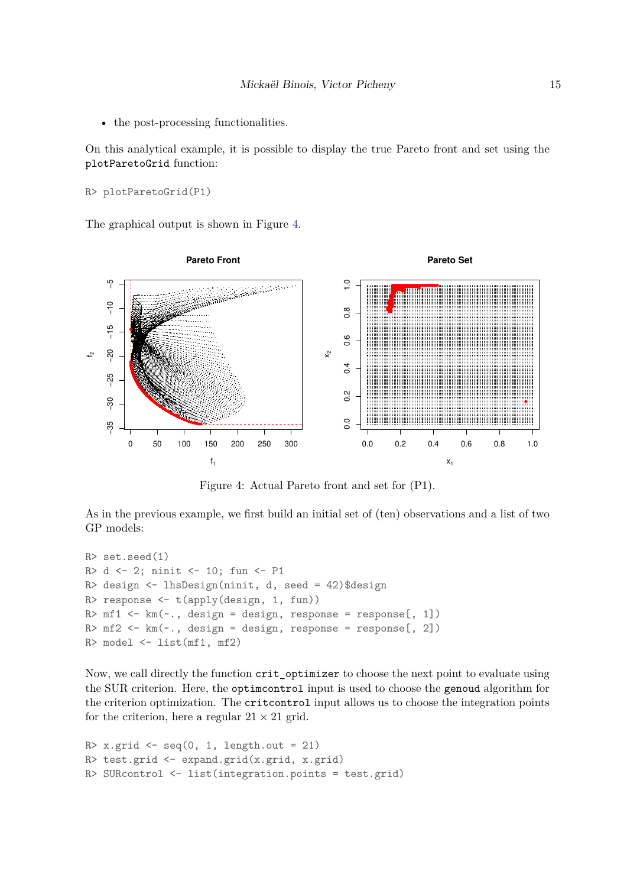- the post-processing functionalities.

On this analytical example, it is possible to display the true Pareto front and set using the `plotParetoGrid` function:

```
R> plotParetoGrid(P1)
```

The graphical output is shown in Figure 4.

Figure 4: Actual Pareto front and set for (P1).

As in the previous example, we first build an initial set of (ten) observations and a list of two GP models:

```
R> set.seed(1)
R> d <- 2; ninit <- 10; fun <- P1
R> design <- lhsDesign(ninit, d, seed = 42)$design
R> response <- t(apply(design, 1, fun))
R> mf1 <- km(~., design = design, response = response[, 1])
R> mf2 <- km(~., design = design, response = response[, 2])
R> model <- list(mf1, mf2)
```

Now, we call directly the function `crit_optimizer` to choose the next point to evaluate using the SUR criterion. Here, the `optimcontrol` input is used to choose the `genoud` algorithm for the criterion optimization. The `critcontrol` input allows us to choose the integration points for the criterion, here a regular $21 \times 21$ grid.

```
R> x.grid <- seq(0, 1, length.out = 21)
R> test.grid <- expand.grid(x.grid, x.grid)
R> SURcontrol <- list(integration.points = test.grid)
```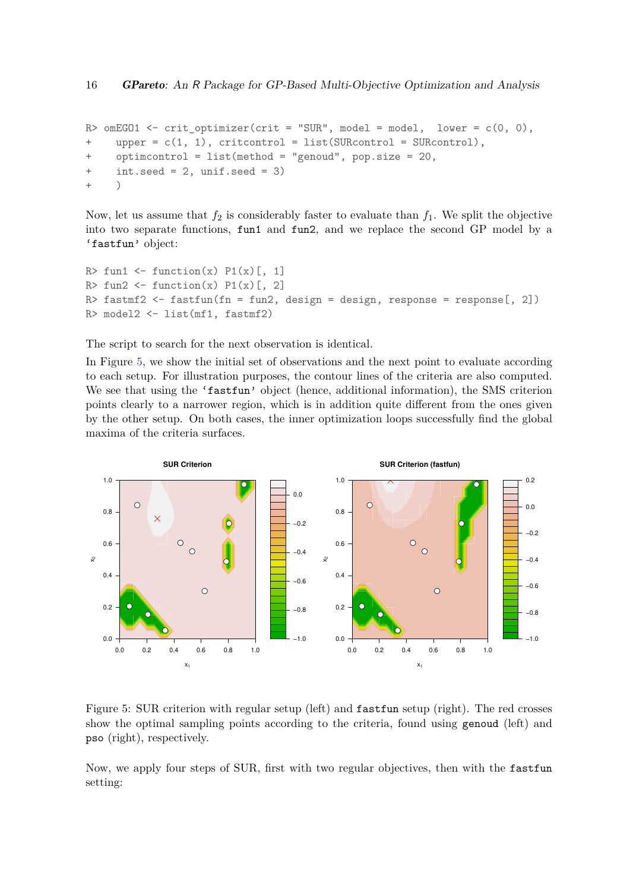```
R> omEGO1 <- crit_optimizer(crit = "SUR", model = model,  lower = c(0, 0),
+     upper = c(1, 1), critcontrol = list(SURcontrol = SURcontrol),
+     optimcontrol = list(method = "genoud", pop.size = 20,
+     int.seed = 2, unif.seed = 3)
+     )
```

Now, let us assume that $f_2$ is considerably faster to evaluate than $f_1$. We split the objective into two separate functions, `fun1` and `fun2`, and we replace the second GP model by a 'fastfun' object:

```
R> fun1 <- function(x) P1(x)[, 1]
R> fun2 <- function(x) P1(x)[, 2]
R> fastmf2 <- fastfun(fn = fun2, design = design, response = response[, 2])
R> model2 <- list(mf1, fastmf2)
```

The script to search for the next observation is identical.

In Figure 5, we show the initial set of observations and the next point to evaluate according to each setup. For illustration purposes, the contour lines of the criteria are also computed. We see that using the 'fastfun' object (hence, additional information), the SMS criterion points clearly to a narrower region, which is in addition quite different from the ones given by the other setup. On both cases, the inner optimization loops successfully find the global maxima of the criteria surfaces.

Figure 5: SUR criterion with regular setup (left) and `fastfun` setup (right). The red crosses show the optimal sampling points according to the criteria, found using `genoud` (left) and `pso` (right), respectively.

Now, we apply four steps of SUR, first with two regular objectives, then with the `fastfun` setting: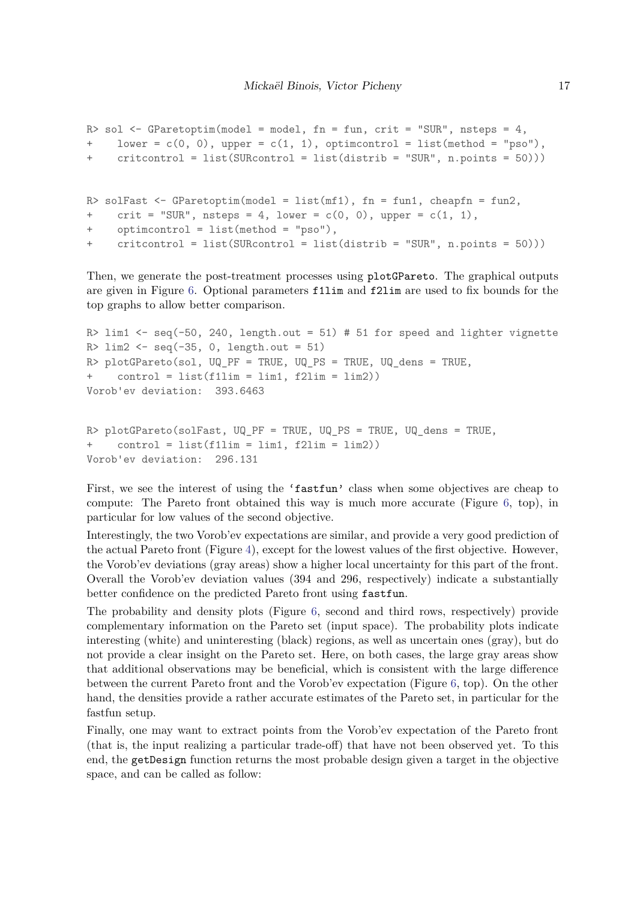```
R> sol <- GParetoptim(model = model, fn = fun, crit = "SUR", nsteps = 4,
+     lower = c(0, 0), upper = c(1, 1), optimcontrol = list(method = "pso"),
+     critcontrol = list(SURcontrol = list(distrib = "SUR", n.points = 50)))
```

```
R> solFast <- GParetoptim(model = list(mf1), fn = fun1, cheapfn = fun2,
+     crit = "SUR", nsteps = 4, lower = c(0, 0), upper = c(1, 1),
+     optimcontrol = list(method = "pso"),
+     critcontrol = list(SURcontrol = list(distrib = "SUR", n.points = 50)))
```

Then, we generate the post-treatment processes using `plotGPareto`. The graphical outputs are given in Figure 6. Optional parameters `f1lim` and `f2lim` are used to fix bounds for the top graphs to allow better comparison.

```
R> lim1 <- seq(-50, 240, length.out = 51) # 51 for speed and lighter vignette
R> lim2 <- seq(-35, 0, length.out = 51)
R> plotGPareto(sol, UQ_PF = TRUE, UQ_PS = TRUE, UQ_dens = TRUE,
+     control = list(f1lim = lim1, f2lim = lim2))
Vorob'ev deviation:  393.6463
```

```
R> plotGPareto(solFast, UQ_PF = TRUE, UQ_PS = TRUE, UQ_dens = TRUE,
+     control = list(f1lim = lim1, f2lim = lim2))
Vorob'ev deviation:  296.131
```

First, we see the interest of using the `'fastfun'` class when some objectives are cheap to compute: The Pareto front obtained this way is much more accurate (Figure 6, top), in particular for low values of the second objective.

Interestingly, the two Vorob'ev expectations are similar, and provide a very good prediction of the actual Pareto front (Figure 4), except for the lowest values of the first objective. However, the Vorob'ev deviations (gray areas) show a higher local uncertainty for this part of the front. Overall the Vorob'ev deviation values (394 and 296, respectively) indicate a substantially better confidence on the predicted Pareto front using `fastfun`.

The probability and density plots (Figure 6, second and third rows, respectively) provide complementary information on the Pareto set (input space). The probability plots indicate interesting (white) and uninteresting (black) regions, as well as uncertain ones (gray), but do not provide a clear insight on the Pareto set. Here, on both cases, the large gray areas show that additional observations may be beneficial, which is consistent with the large difference between the current Pareto front and the Vorob'ev expectation (Figure 6, top). On the other hand, the densities provide a rather accurate estimates of the Pareto set, in particular for the fastfun setup.

Finally, one may want to extract points from the Vorob'ev expectation of the Pareto front (that is, the input realizing a particular trade-off) that have not been observed yet. To this end, the `getDesign` function returns the most probable design given a target in the objective space, and can be called as follow: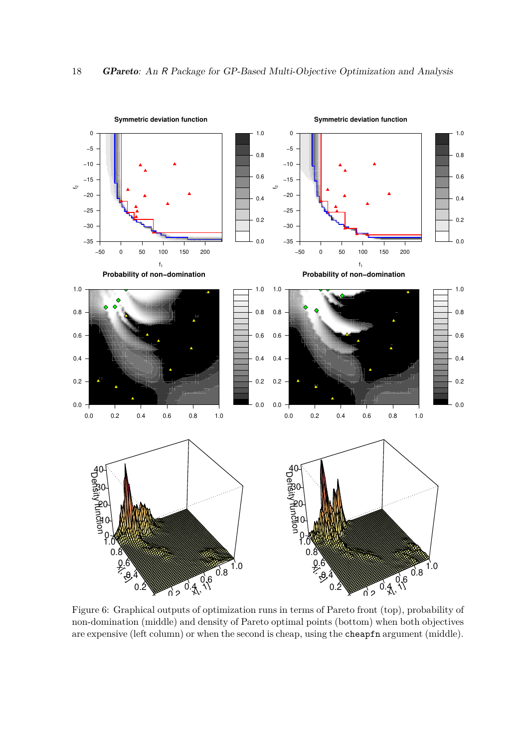Figure 6: Graphical outputs of optimization runs in terms of Pareto front (top), probability of non-domination (middle) and density of Pareto optimal points (bottom) when both objectives are expensive (left column) or when the second is cheap, using the `cheapfn` argument (middle).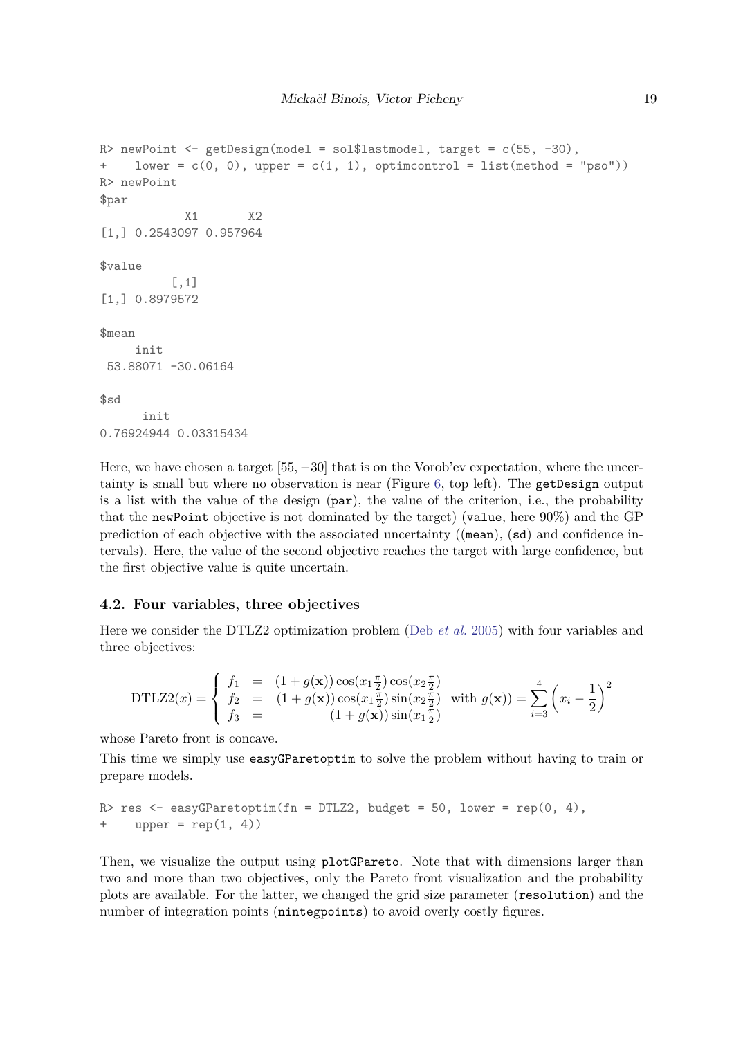```
R> newPoint <- getDesign(model = sol$lastmodel, target = c(55, -30),
+    lower = c(0, 0), upper = c(1, 1), optimcontrol = list(method = "pso"))
R> newPoint
$par
            X1       X2
[1,] 0.2543097 0.957964

$value
          [,1]
[1,] 0.8979572

$mean
     init
 53.88071 -30.06164

$sd
      init
0.76924944 0.03315434
```

Here, we have chosen a target $[55, -30]$ that is on the Vorob'ev expectation, where the uncertainty is small but where no observation is near (Figure 6, top left). The `getDesign` output is a list with the value of the design (`par`), the value of the criterion, i.e., the probability that the `newPoint` objective is not dominated by the target) (`value`, here 90%) and the GP prediction of each objective with the associated uncertainty ((`mean`), (`sd`) and confidence intervals). Here, the value of the second objective reaches the target with large confidence, but the first objective value is quite uncertain.

### 4.2. Four variables, three objectives

Here we consider the DTLZ2 optimization problem (Deb *et al.* 2005) with four variables and three objectives:

$$\text{DTLZ2}(x) = \begin{cases} f_1 &= (1+g(\mathbf{x}))\cos(x_1\frac{\pi}{2})\cos(x_2\frac{\pi}{2}) \\ f_2 &= (1+g(\mathbf{x}))\cos(x_1\frac{\pi}{2})\sin(x_2\frac{\pi}{2}) \\ f_3 &= (1+g(\mathbf{x}))\sin(x_1\frac{\pi}{2}) \end{cases} \text{ with } g(\mathbf{x})) = \sum_{i=3}^{4}\left(x_i - \frac{1}{2}\right)^2$$

whose Pareto front is concave.

This time we simply use `easyGParetoptim` to solve the problem without having to train or prepare models.

```
R> res <- easyGParetoptim(fn = DTLZ2, budget = 50, lower = rep(0, 4),
+    upper = rep(1, 4))
```

Then, we visualize the output using `plotGPareto`. Note that with dimensions larger than two and more than two objectives, only the Pareto front visualization and the probability plots are available. For the latter, we changed the grid size parameter (`resolution`) and the number of integration points (`nintegpoints`) to avoid overly costly figures.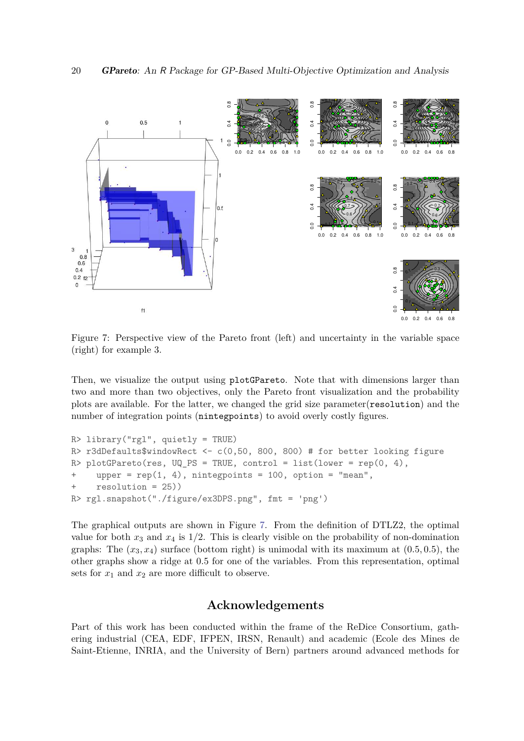Figure 7: Perspective view of the Pareto front (left) and uncertainty in the variable space (right) for example 3.

Then, we visualize the output using `plotGPareto`. Note that with dimensions larger than two and more than two objectives, only the Pareto front visualization and the probability plots are available. For the latter, we changed the grid size parameter(`resolution`) and the number of integration points (`nintegpoints`) to avoid overly costly figures.

```
R> library("rgl", quietly = TRUE)
R> r3dDefaults$windowRect <- c(0,50, 800, 800) # for better looking figure
R> plotGPareto(res, UQ_PS = TRUE, control = list(lower = rep(0, 4),
+     upper = rep(1, 4), nintegpoints = 100, option = "mean",
+     resolution = 25))
R> rgl.snapshot("./figure/ex3DPS.png", fmt = 'png')
```

The graphical outputs are shown in Figure 7. From the definition of DTLZ2, the optimal value for both $x_3$ and $x_4$ is $1/2$. This is clearly visible on the probability of non-domination graphs: The $(x_3, x_4)$ surface (bottom right) is unimodal with its maximum at $(0.5, 0.5)$, the other graphs show a ridge at 0.5 for one of the variables. From this representation, optimal sets for $x_1$ and $x_2$ are more difficult to observe.

## Acknowledgements

Part of this work has been conducted within the frame of the ReDice Consortium, gathering industrial (CEA, EDF, IFPEN, IRSN, Renault) and academic (Ecole des Mines de Saint-Etienne, INRIA, and the University of Bern) partners around advanced methods for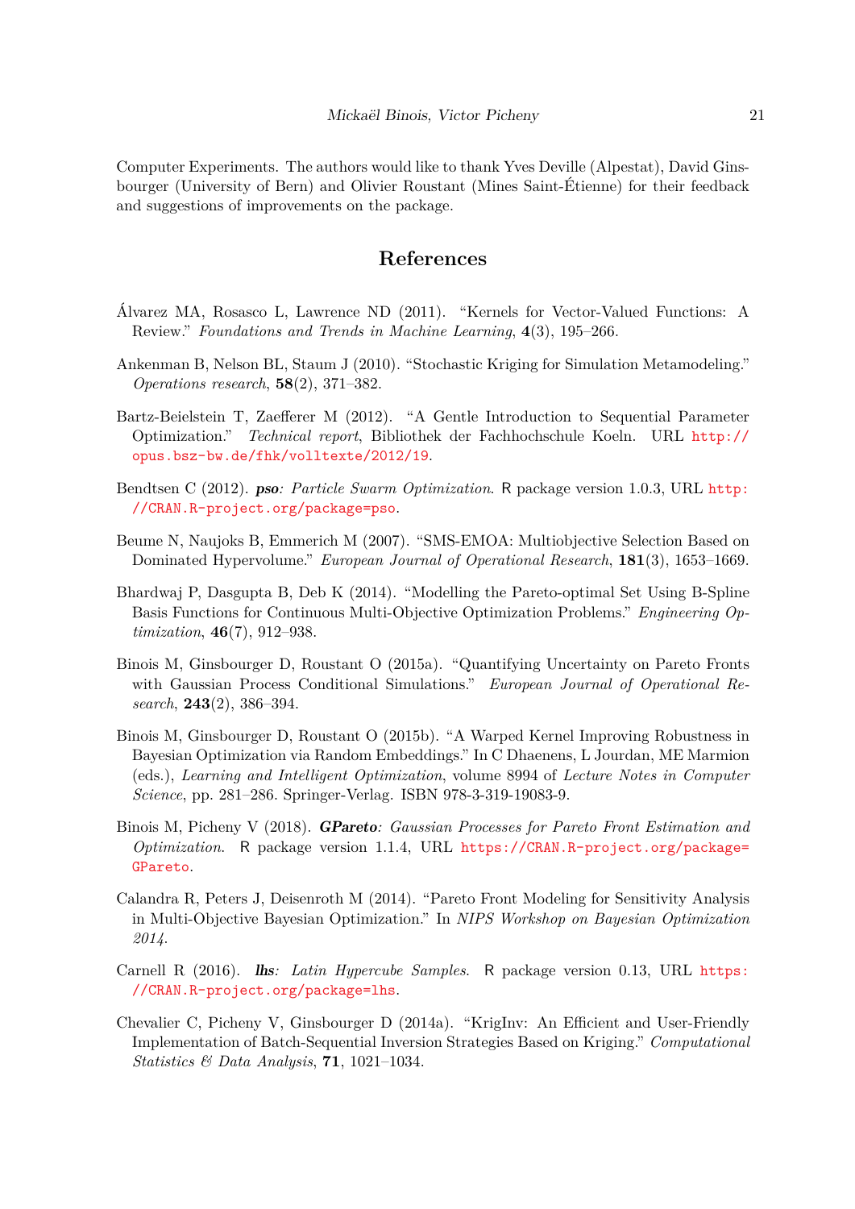Computer Experiments. The authors would like to thank Yves Deville (Alpestat), David Ginsbourger (University of Bern) and Olivier Roustant (Mines Saint-Étienne) for their feedback and suggestions of improvements on the package.

## References

Álvarez MA, Rosasco L, Lawrence ND (2011). "Kernels for Vector-Valued Functions: A Review." *Foundations and Trends in Machine Learning*, **4**(3), 195–266.

Ankenman B, Nelson BL, Staum J (2010). "Stochastic Kriging for Simulation Metamodeling." *Operations research*, **58**(2), 371–382.

Bartz-Beielstein T, Zaefferer M (2012). "A Gentle Introduction to Sequential Parameter Optimization." *Technical report*, Bibliothek der Fachhochschule Koeln. URL http://opus.bsz-bw.de/fhk/volltexte/2012/19.

Bendtsen C (2012). ***pso**: Particle Swarm Optimization*. R package version 1.0.3, URL http://CRAN.R-project.org/package=pso.

Beume N, Naujoks B, Emmerich M (2007). "SMS-EMOA: Multiobjective Selection Based on Dominated Hypervolume." *European Journal of Operational Research*, **181**(3), 1653–1669.

Bhardwaj P, Dasgupta B, Deb K (2014). "Modelling the Pareto-optimal Set Using B-Spline Basis Functions for Continuous Multi-Objective Optimization Problems." *Engineering Optimization*, **46**(7), 912–938.

Binois M, Ginsbourger D, Roustant O (2015a). "Quantifying Uncertainty on Pareto Fronts with Gaussian Process Conditional Simulations." *European Journal of Operational Research*, **243**(2), 386–394.

Binois M, Ginsbourger D, Roustant O (2015b). "A Warped Kernel Improving Robustness in Bayesian Optimization via Random Embeddings." In C Dhaenens, L Jourdan, ME Marmion (eds.), *Learning and Intelligent Optimization*, volume 8994 of *Lecture Notes in Computer Science*, pp. 281–286. Springer-Verlag. ISBN 978-3-319-19083-9.

Binois M, Picheny V (2018). ***GPareto**: Gaussian Processes for Pareto Front Estimation and Optimization*. R package version 1.1.4, URL https://CRAN.R-project.org/package=GPareto.

Calandra R, Peters J, Deisenroth M (2014). "Pareto Front Modeling for Sensitivity Analysis in Multi-Objective Bayesian Optimization." In *NIPS Workshop on Bayesian Optimization 2014*.

Carnell R (2016). ***lhs**: Latin Hypercube Samples*. R package version 0.13, URL https://CRAN.R-project.org/package=lhs.

Chevalier C, Picheny V, Ginsbourger D (2014a). "KrigInv: An Efficient and User-Friendly Implementation of Batch-Sequential Inversion Strategies Based on Kriging." *Computational Statistics & Data Analysis*, **71**, 1021–1034.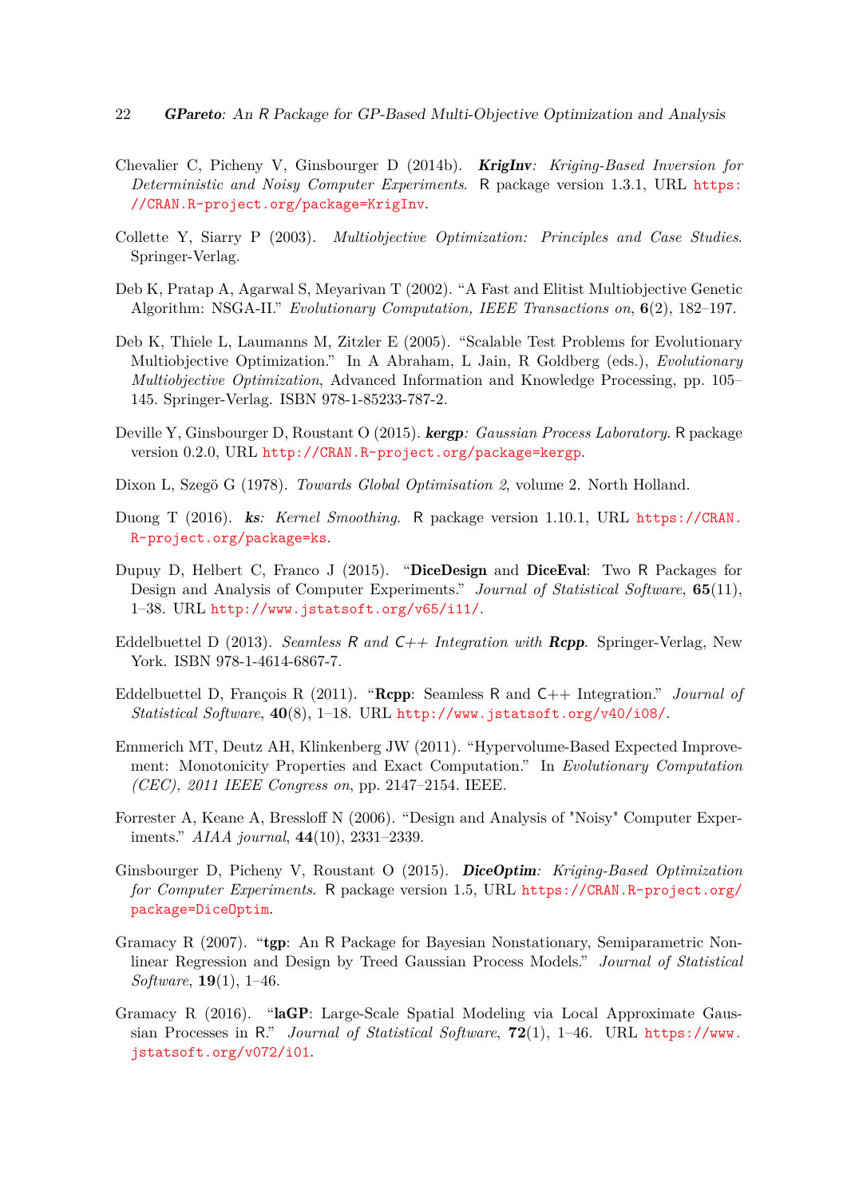Chevalier C, Picheny V, Ginsbourger D (2014b). ***KrigInv**: Kriging-Based Inversion for Deterministic and Noisy Computer Experiments*. R package version 1.3.1, URL https://CRAN.R-project.org/package=KrigInv.

Collette Y, Siarry P (2003). *Multiobjective Optimization: Principles and Case Studies*. Springer-Verlag.

Deb K, Pratap A, Agarwal S, Meyarivan T (2002). "A Fast and Elitist Multiobjective Genetic Algorithm: NSGA-II." *Evolutionary Computation, IEEE Transactions on*, **6**(2), 182–197.

Deb K, Thiele L, Laumanns M, Zitzler E (2005). "Scalable Test Problems for Evolutionary Multiobjective Optimization." In A Abraham, L Jain, R Goldberg (eds.), *Evolutionary Multiobjective Optimization*, Advanced Information and Knowledge Processing, pp. 105–145. Springer-Verlag. ISBN 978-1-85233-787-2.

Deville Y, Ginsbourger D, Roustant O (2015). ***kergp**: Gaussian Process Laboratory*. R package version 0.2.0, URL http://CRAN.R-project.org/package=kergp.

Dixon L, Szegö G (1978). *Towards Global Optimisation 2*, volume 2. North Holland.

Duong T (2016). ***ks**: Kernel Smoothing*. R package version 1.10.1, URL https://CRAN.R-project.org/package=ks.

Dupuy D, Helbert C, Franco J (2015). "**DiceDesign** and **DiceEval**: Two R Packages for Design and Analysis of Computer Experiments." *Journal of Statistical Software*, **65**(11), 1–38. URL http://www.jstatsoft.org/v65/i11/.

Eddelbuettel D (2013). *Seamless R and C++ Integration with **Rcpp***. Springer-Verlag, New York. ISBN 978-1-4614-6867-7.

Eddelbuettel D, François R (2011). "**Rcpp**: Seamless R and C++ Integration." *Journal of Statistical Software*, **40**(8), 1–18. URL http://www.jstatsoft.org/v40/i08/.

Emmerich MT, Deutz AH, Klinkenberg JW (2011). "Hypervolume-Based Expected Improvement: Monotonicity Properties and Exact Computation." In *Evolutionary Computation (CEC), 2011 IEEE Congress on*, pp. 2147–2154. IEEE.

Forrester A, Keane A, Bressloff N (2006). "Design and Analysis of "Noisy" Computer Experiments." *AIAA journal*, **44**(10), 2331–2339.

Ginsbourger D, Picheny V, Roustant O (2015). ***DiceOptim**: Kriging-Based Optimization for Computer Experiments*. R package version 1.5, URL https://CRAN.R-project.org/package=DiceOptim.

Gramacy R (2007). "**tgp**: An R Package for Bayesian Nonstationary, Semiparametric Nonlinear Regression and Design by Treed Gaussian Process Models." *Journal of Statistical Software*, **19**(1), 1–46.

Gramacy R (2016). "**laGP**: Large-Scale Spatial Modeling via Local Approximate Gaussian Processes in R." *Journal of Statistical Software*, **72**(1), 1–46. URL https://www.jstatsoft.org/v072/i01.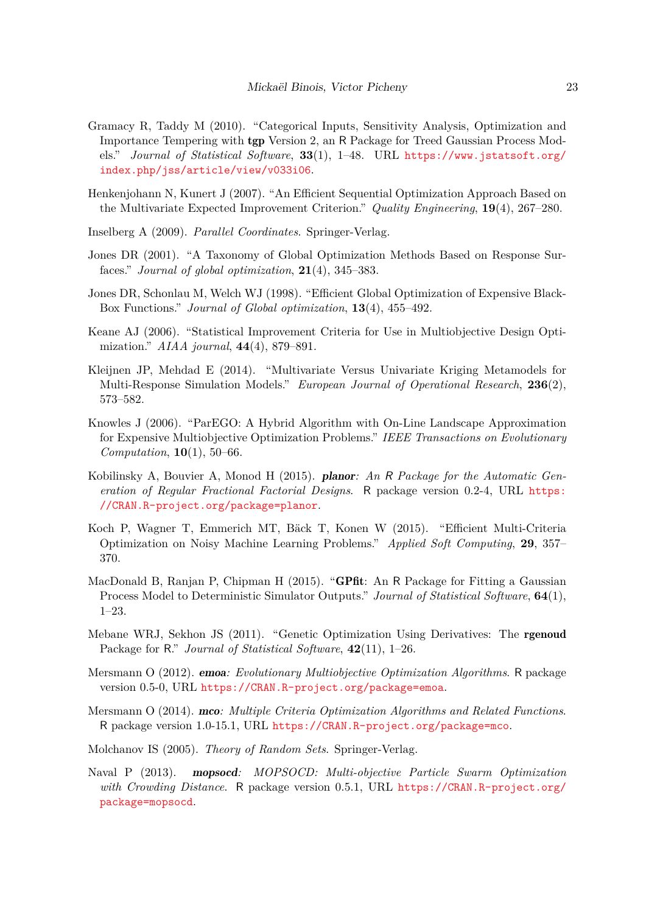Gramacy R, Taddy M (2010). "Categorical Inputs, Sensitivity Analysis, Optimization and Importance Tempering with **tgp** Version 2, an R Package for Treed Gaussian Process Models." *Journal of Statistical Software*, **33**(1), 1–48. URL https://www.jstatsoft.org/index.php/jss/article/view/v033i06.

Henkenjohann N, Kunert J (2007). "An Efficient Sequential Optimization Approach Based on the Multivariate Expected Improvement Criterion." *Quality Engineering*, **19**(4), 267–280.

Inselberg A (2009). *Parallel Coordinates*. Springer-Verlag.

Jones DR (2001). "A Taxonomy of Global Optimization Methods Based on Response Surfaces." *Journal of global optimization*, **21**(4), 345–383.

Jones DR, Schonlau M, Welch WJ (1998). "Efficient Global Optimization of Expensive Black-Box Functions." *Journal of Global optimization*, **13**(4), 455–492.

Keane AJ (2006). "Statistical Improvement Criteria for Use in Multiobjective Design Optimization." *AIAA journal*, **44**(4), 879–891.

Kleijnen JP, Mehdad E (2014). "Multivariate Versus Univariate Kriging Metamodels for Multi-Response Simulation Models." *European Journal of Operational Research*, **236**(2), 573–582.

Knowles J (2006). "ParEGO: A Hybrid Algorithm with On-Line Landscape Approximation for Expensive Multiobjective Optimization Problems." *IEEE Transactions on Evolutionary Computation*, **10**(1), 50–66.

Kobilinsky A, Bouvier A, Monod H (2015). ***planor**: An R Package for the Automatic Generation of Regular Fractional Factorial Designs*. R package version 0.2-4, URL https://CRAN.R-project.org/package=planor.

Koch P, Wagner T, Emmerich MT, Bäck T, Konen W (2015). "Efficient Multi-Criteria Optimization on Noisy Machine Learning Problems." *Applied Soft Computing*, **29**, 357–370.

MacDonald B, Ranjan P, Chipman H (2015). "**GPfit**: An R Package for Fitting a Gaussian Process Model to Deterministic Simulator Outputs." *Journal of Statistical Software*, **64**(1), 1–23.

Mebane WRJ, Sekhon JS (2011). "Genetic Optimization Using Derivatives: The **rgenoud** Package for R." *Journal of Statistical Software*, **42**(11), 1–26.

Mersmann O (2012). ***emoa**: Evolutionary Multiobjective Optimization Algorithms*. R package version 0.5-0, URL https://CRAN.R-project.org/package=emoa.

Mersmann O (2014). ***mco**: Multiple Criteria Optimization Algorithms and Related Functions*. R package version 1.0-15.1, URL https://CRAN.R-project.org/package=mco.

Molchanov IS (2005). *Theory of Random Sets*. Springer-Verlag.

Naval P (2013). ***mopsocd**: MOPSOCD: Multi-objective Particle Swarm Optimization with Crowding Distance*. R package version 0.5.1, URL https://CRAN.R-project.org/package=mopsocd.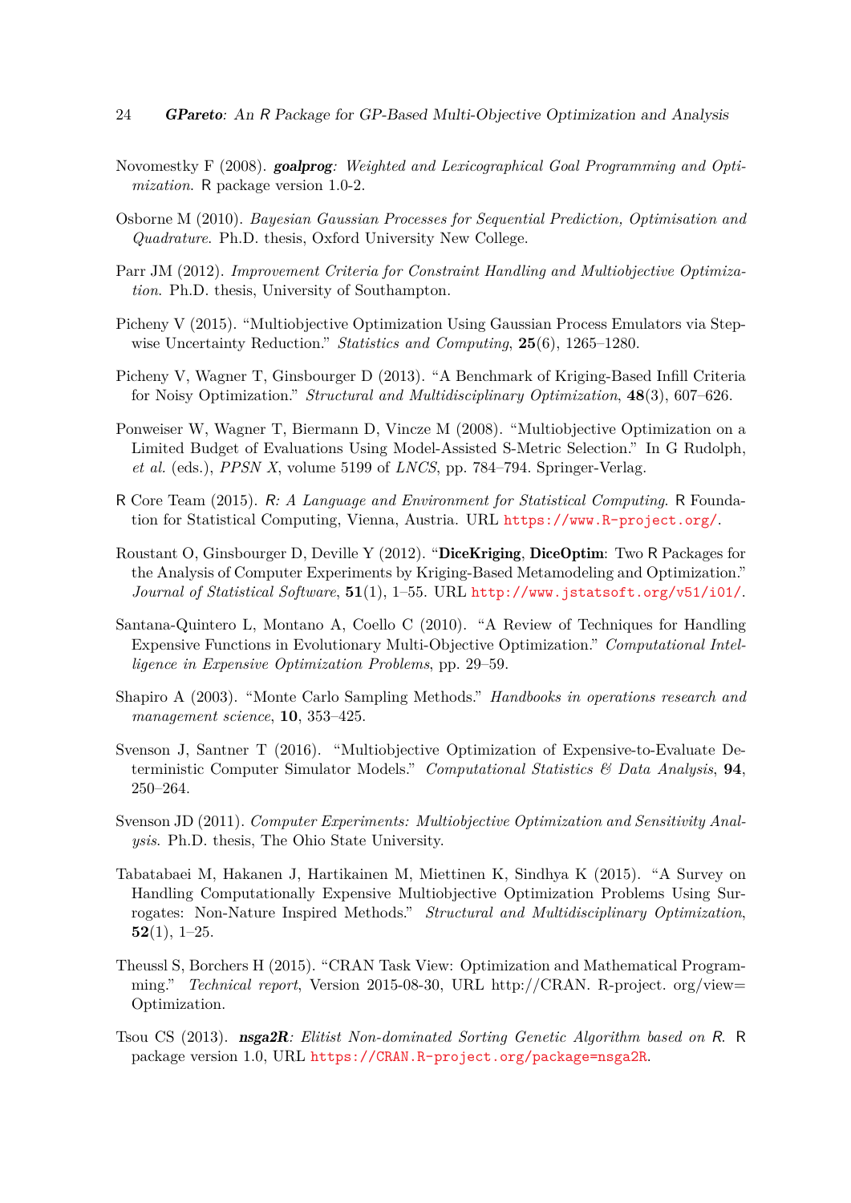Novomestky F (2008). ***goalprog**: Weighted and Lexicographical Goal Programming and Optimization*. R package version 1.0-2.

Osborne M (2010). *Bayesian Gaussian Processes for Sequential Prediction, Optimisation and Quadrature*. Ph.D. thesis, Oxford University New College.

Parr JM (2012). *Improvement Criteria for Constraint Handling and Multiobjective Optimization*. Ph.D. thesis, University of Southampton.

Picheny V (2015). "Multiobjective Optimization Using Gaussian Process Emulators via Stepwise Uncertainty Reduction." *Statistics and Computing*, **25**(6), 1265–1280.

Picheny V, Wagner T, Ginsbourger D (2013). "A Benchmark of Kriging-Based Infill Criteria for Noisy Optimization." *Structural and Multidisciplinary Optimization*, **48**(3), 607–626.

Ponweiser W, Wagner T, Biermann D, Vincze M (2008). "Multiobjective Optimization on a Limited Budget of Evaluations Using Model-Assisted S-Metric Selection." In G Rudolph, *et al.* (eds.), *PPSN X*, volume 5199 of *LNCS*, pp. 784–794. Springer-Verlag.

R Core Team (2015). *R: A Language and Environment for Statistical Computing*. R Foundation for Statistical Computing, Vienna, Austria. URL https://www.R-project.org/.

Roustant O, Ginsbourger D, Deville Y (2012). "**DiceKriging**, **DiceOptim**: Two R Packages for the Analysis of Computer Experiments by Kriging-Based Metamodeling and Optimization." *Journal of Statistical Software*, **51**(1), 1–55. URL http://www.jstatsoft.org/v51/i01/.

Santana-Quintero L, Montano A, Coello C (2010). "A Review of Techniques for Handling Expensive Functions in Evolutionary Multi-Objective Optimization." *Computational Intelligence in Expensive Optimization Problems*, pp. 29–59.

Shapiro A (2003). "Monte Carlo Sampling Methods." *Handbooks in operations research and management science*, **10**, 353–425.

Svenson J, Santner T (2016). "Multiobjective Optimization of Expensive-to-Evaluate Deterministic Computer Simulator Models." *Computational Statistics & Data Analysis*, **94**, 250–264.

Svenson JD (2011). *Computer Experiments: Multiobjective Optimization and Sensitivity Analysis*. Ph.D. thesis, The Ohio State University.

Tabatabaei M, Hakanen J, Hartikainen M, Miettinen K, Sindhya K (2015). "A Survey on Handling Computationally Expensive Multiobjective Optimization Problems Using Surrogates: Non-Nature Inspired Methods." *Structural and Multidisciplinary Optimization*, **52**(1), 1–25.

Theussl S, Borchers H (2015). "CRAN Task View: Optimization and Mathematical Programming." *Technical report*, Version 2015-08-30, URL http://CRAN. R-project. org/view= Optimization.

Tsou CS (2013). ***nsga2R**: Elitist Non-dominated Sorting Genetic Algorithm based on R*. R package version 1.0, URL https://CRAN.R-project.org/package=nsga2R.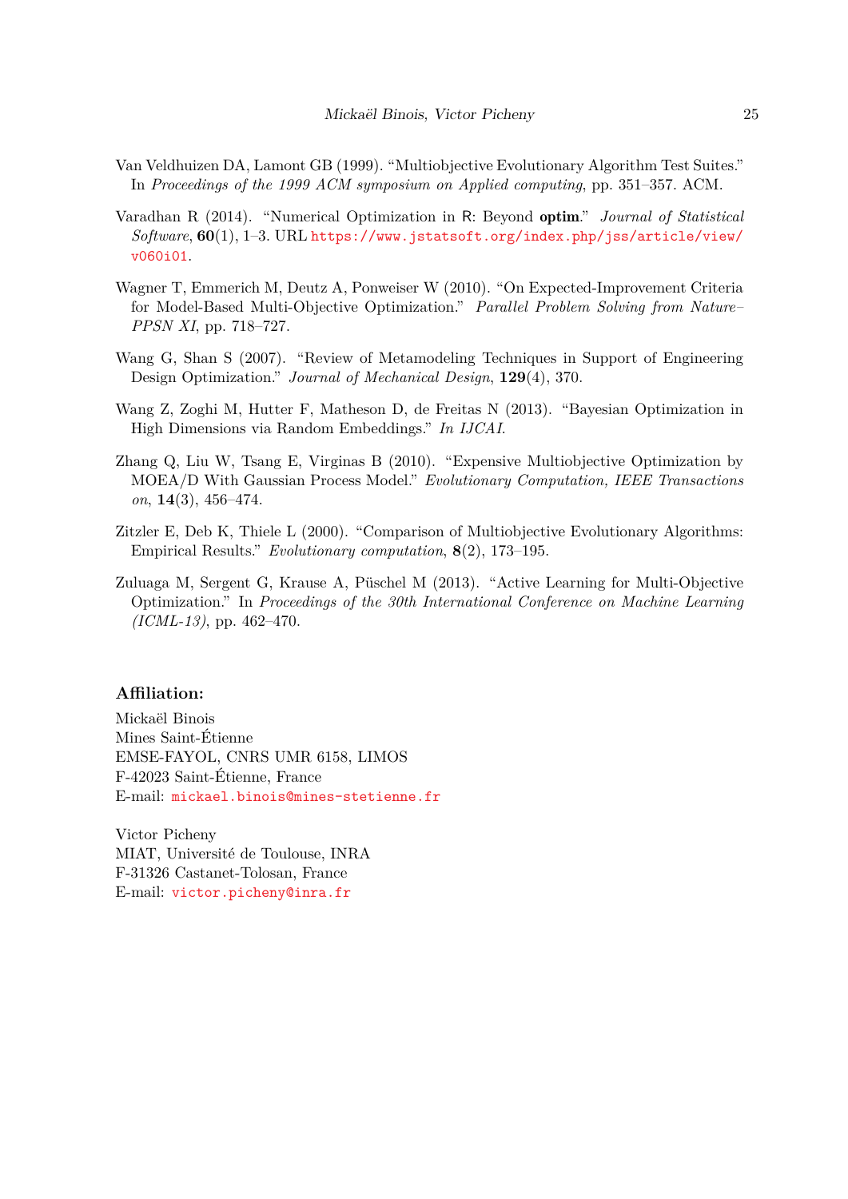Van Veldhuizen DA, Lamont GB (1999). "Multiobjective Evolutionary Algorithm Test Suites." In *Proceedings of the 1999 ACM symposium on Applied computing*, pp. 351–357. ACM.

Varadhan R (2014). "Numerical Optimization in R: Beyond **optim**." *Journal of Statistical Software*, **60**(1), 1–3. URL https://www.jstatsoft.org/index.php/jss/article/view/v060i01.

Wagner T, Emmerich M, Deutz A, Ponweiser W (2010). "On Expected-Improvement Criteria for Model-Based Multi-Objective Optimization." *Parallel Problem Solving from Nature–PPSN XI*, pp. 718–727.

Wang G, Shan S (2007). "Review of Metamodeling Techniques in Support of Engineering Design Optimization." *Journal of Mechanical Design*, **129**(4), 370.

Wang Z, Zoghi M, Hutter F, Matheson D, de Freitas N (2013). "Bayesian Optimization in High Dimensions via Random Embeddings." *In IJCAI*.

Zhang Q, Liu W, Tsang E, Virginas B (2010). "Expensive Multiobjective Optimization by MOEA/D With Gaussian Process Model." *Evolutionary Computation, IEEE Transactions on*, **14**(3), 456–474.

Zitzler E, Deb K, Thiele L (2000). "Comparison of Multiobjective Evolutionary Algorithms: Empirical Results." *Evolutionary computation*, **8**(2), 173–195.

Zuluaga M, Sergent G, Krause A, Püschel M (2013). "Active Learning for Multi-Objective Optimization." In *Proceedings of the 30th International Conference on Machine Learning (ICML-13)*, pp. 462–470.

**Affiliation:**

Mickaël Binois
Mines Saint-Étienne
EMSE-FAYOL, CNRS UMR 6158, LIMOS
F-42023 Saint-Étienne, France
E-mail: mickael.binois@mines-stetienne.fr

Victor Picheny
MIAT, Université de Toulouse, INRA
F-31326 Castanet-Tolosan, France
E-mail: victor.picheny@inra.fr